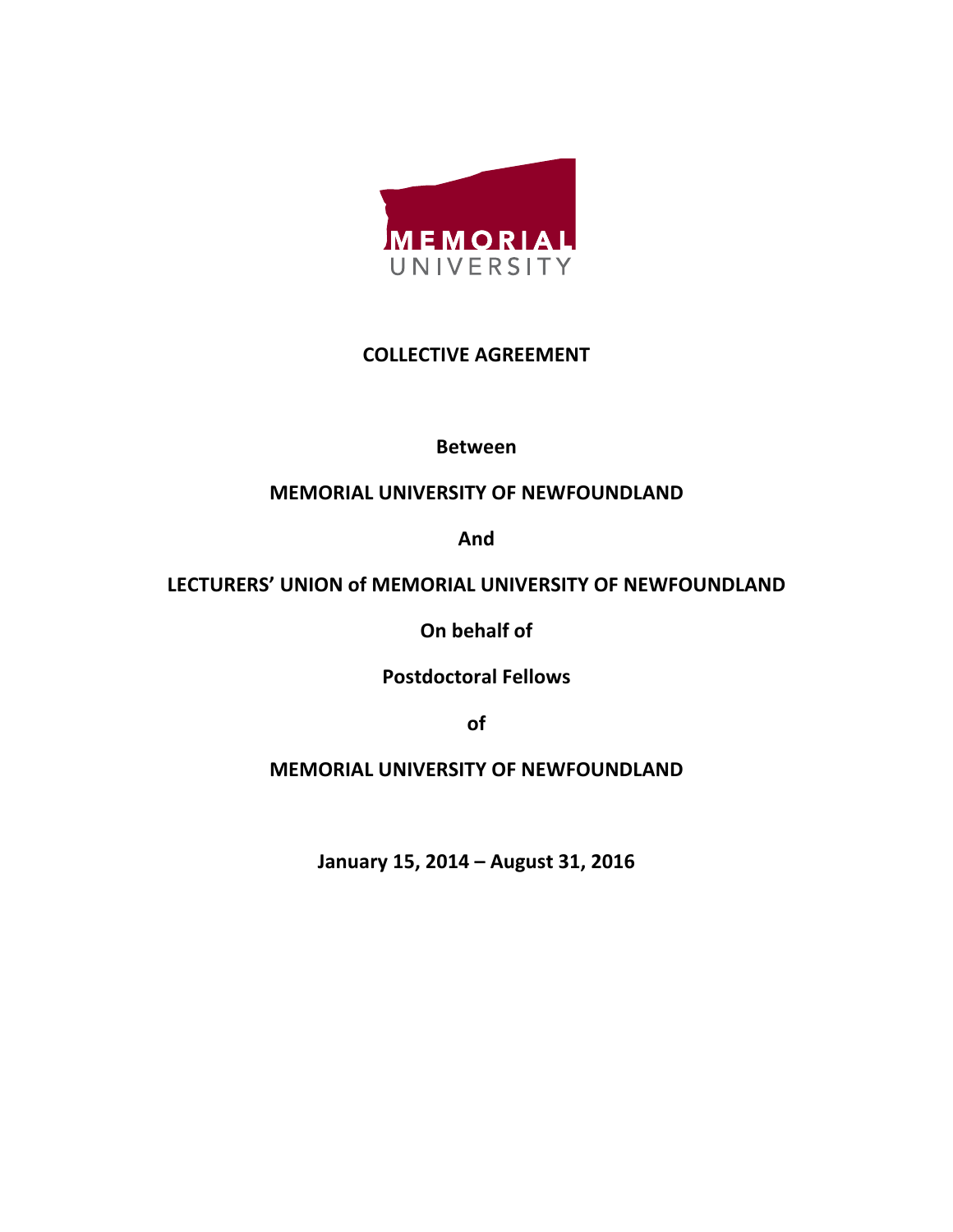MEMORIAL UNIVERSITY

# COLLECTIVE AGREEMENT

**Between**

**MEMORIAL UNIVERSITY OF NEWFOUNDLAND**

**And**

**LECTURERS' UNION of MEMORIAL UNIVERSITY OF NEWFOUNDLAND**

**On behalf of**

**Postdoctoral Fellows**

**of**

**MEMORIAL UNIVERSITY OF NEWFOUNDLAND**

**January 15, 2014 – August 31, 2016**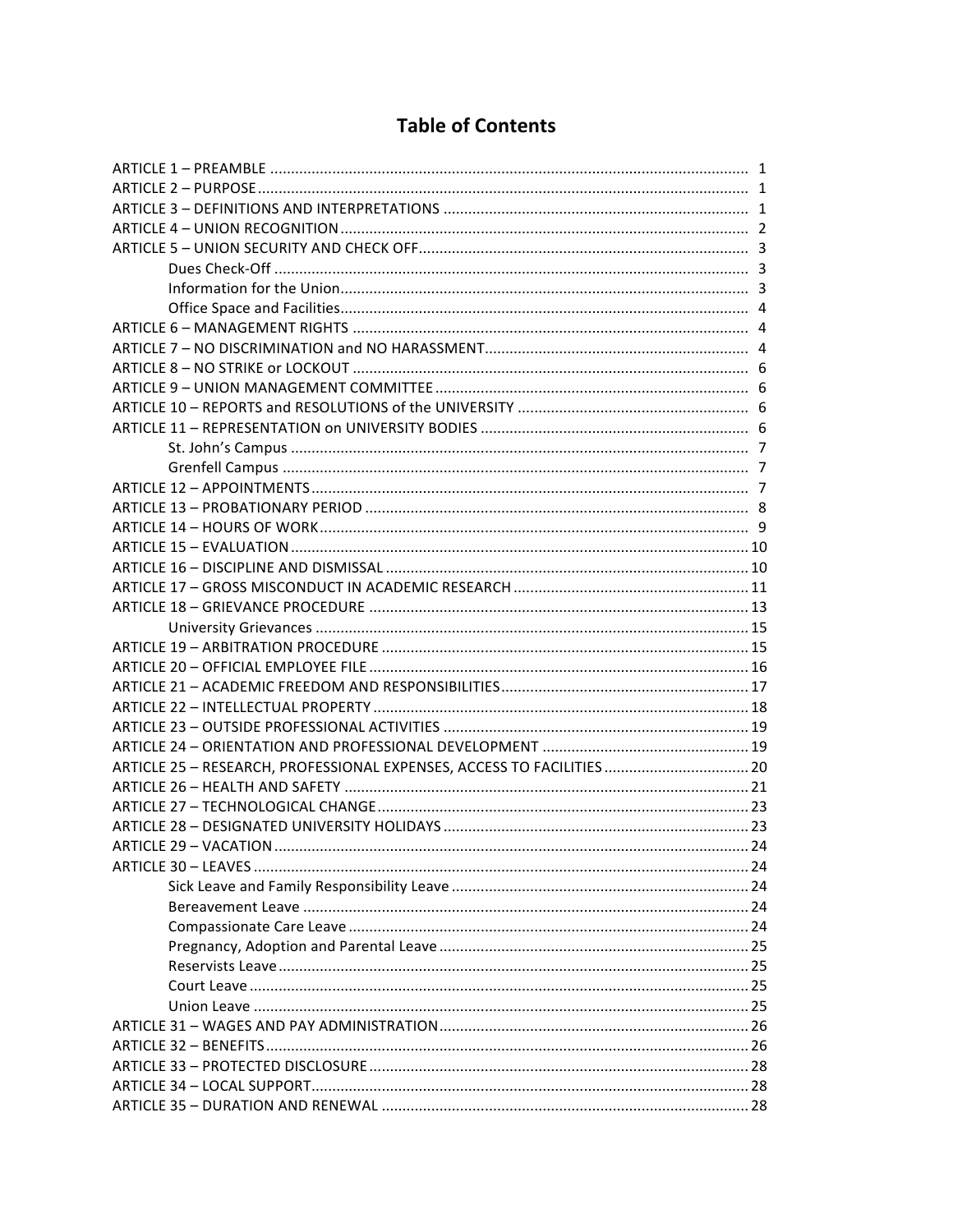# Table of Contents

ARTICLE 1 – PREAMBLE .................................................................................................................. 1
ARTICLE 2 – PURPOSE.................................................................................................................... 1
ARTICLE 3 – DEFINITIONS AND INTERPRETATIONS ........................................................................ 1
ARTICLE 4 – UNION RECOGNITION ................................................................................................. 2
ARTICLE 5 – UNION SECURITY AND CHECK OFF............................................................................... 3
- Dues Check-Off ................................................................................................................. 3
- Information for the Union................................................................................................. 3
- Office Space and Facilities................................................................................................. 4

ARTICLE 6 – MANAGEMENT RIGHTS .............................................................................................. 4
ARTICLE 7 – NO DISCRIMINATION and NO HARASSMENT............................................................... 4
ARTICLE 8 – NO STRIKE or LOCKOUT .............................................................................................. 6
ARTICLE 9 – UNION MANAGEMENT COMMITTEE ........................................................................... 6
ARTICLE 10 – REPORTS and RESOLUTIONS of the UNIVERSITY ........................................................ 6
ARTICLE 11 – REPRESENTATION on UNIVERSITY BODIES ................................................................ 6
- St. John's Campus ............................................................................................................. 7
- Grenfell Campus ............................................................................................................... 7

ARTICLE 12 – APPOINTMENTS......................................................................................................... 7
ARTICLE 13 – PROBATIONARY PERIOD ............................................................................................ 8
ARTICLE 14 – HOURS OF WORK....................................................................................................... 9
ARTICLE 15 – EVALUATION ............................................................................................................. 10
ARTICLE 16 – DISCIPLINE AND DISMISSAL ....................................................................................... 10
ARTICLE 17 – GROSS MISCONDUCT IN ACADEMIC RESEARCH ......................................................... 11
ARTICLE 18 – GRIEVANCE PROCEDURE ........................................................................................... 13
- University Grievances ........................................................................................................ 15

ARTICLE 19 – ARBITRATION PROCEDURE ........................................................................................ 15
ARTICLE 20 – OFFICIAL EMPLOYEE FILE ........................................................................................... 16
ARTICLE 21 – ACADEMIC FREEDOM AND RESPONSIBILITIES............................................................ 17
ARTICLE 22 – INTELLECTUAL PROPERTY .......................................................................................... 18
ARTICLE 23 – OUTSIDE PROFESSIONAL ACTIVITIES .......................................................................... 19
ARTICLE 24 – ORIENTATION AND PROFESSIONAL DEVELOPMENT .................................................. 19
ARTICLE 25 – RESEARCH, PROFESSIONAL EXPENSES, ACCESS TO FACILITIES ................................... 20
ARTICLE 26 – HEALTH AND SAFETY ................................................................................................. 21
ARTICLE 27 – TECHNOLOGICAL CHANGE .......................................................................................... 23
ARTICLE 28 – DESIGNATED UNIVERSITY HOLIDAYS .......................................................................... 23
ARTICLE 29 – VACATION .................................................................................................................. 24
ARTICLE 30 – LEAVES ....................................................................................................................... 24
- Sick Leave and Family Responsibility Leave ....................................................................... 24
- Bereavement Leave ........................................................................................................... 24
- Compassionate Care Leave ................................................................................................ 24
- Pregnancy, Adoption and Parental Leave .......................................................................... 25
- Reservists Leave ................................................................................................................. 25
- Court Leave ........................................................................................................................ 25
- Union Leave ....................................................................................................................... 25

ARTICLE 31 – WAGES AND PAY ADMINISTRATION........................................................................... 26
ARTICLE 32 – BENEFITS .................................................................................................................... 26
ARTICLE 33 – PROTECTED DISCLOSURE ............................................................................................ 28
ARTICLE 34 – LOCAL SUPPORT.......................................................................................................... 28
ARTICLE 35 – DURATION AND RENEWAL ......................................................................................... 28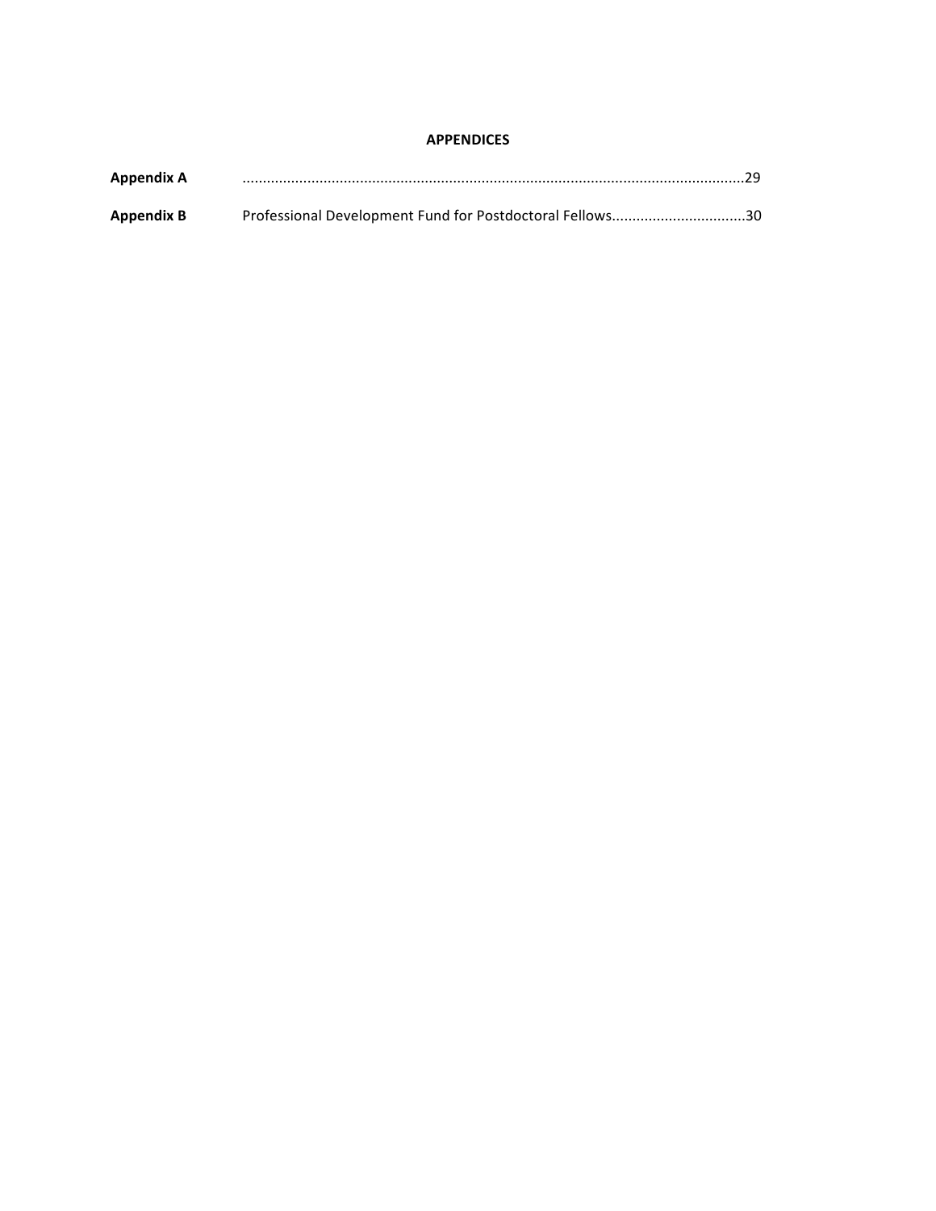**APPENDICES**

**Appendix A** ........................................................................................................................29

**Appendix B** Professional Development Fund for Postdoctoral Fellows................................30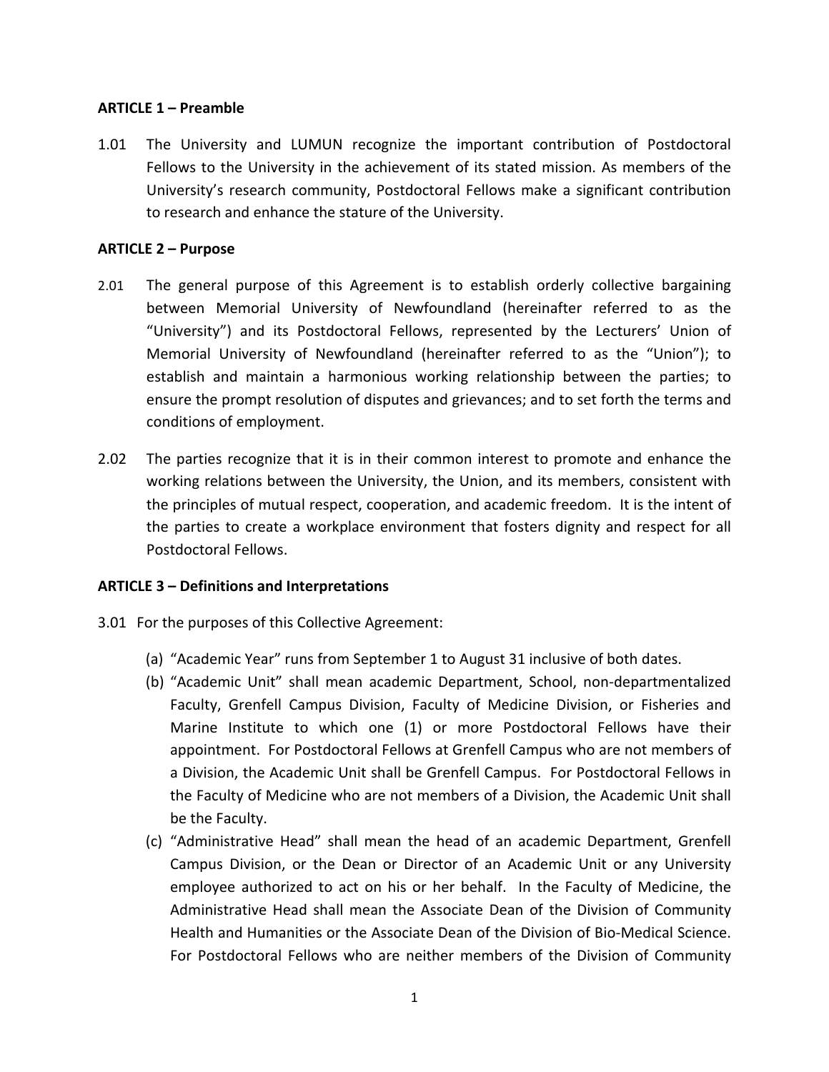**ARTICLE 1 – Preamble**

1.01 The University and LUMUN recognize the important contribution of Postdoctoral Fellows to the University in the achievement of its stated mission. As members of the University's research community, Postdoctoral Fellows make a significant contribution to research and enhance the stature of the University.

**ARTICLE 2 – Purpose**

2.01 The general purpose of this Agreement is to establish orderly collective bargaining between Memorial University of Newfoundland (hereinafter referred to as the "University") and its Postdoctoral Fellows, represented by the Lecturers' Union of Memorial University of Newfoundland (hereinafter referred to as the "Union"); to establish and maintain a harmonious working relationship between the parties; to ensure the prompt resolution of disputes and grievances; and to set forth the terms and conditions of employment.

2.02 The parties recognize that it is in their common interest to promote and enhance the working relations between the University, the Union, and its members, consistent with the principles of mutual respect, cooperation, and academic freedom. It is the intent of the parties to create a workplace environment that fosters dignity and respect for all Postdoctoral Fellows.

**ARTICLE 3 – Definitions and Interpretations**

3.01 For the purposes of this Collective Agreement:

(a) "Academic Year" runs from September 1 to August 31 inclusive of both dates.

(b) "Academic Unit" shall mean academic Department, School, non-departmentalized Faculty, Grenfell Campus Division, Faculty of Medicine Division, or Fisheries and Marine Institute to which one (1) or more Postdoctoral Fellows have their appointment. For Postdoctoral Fellows at Grenfell Campus who are not members of a Division, the Academic Unit shall be Grenfell Campus. For Postdoctoral Fellows in the Faculty of Medicine who are not members of a Division, the Academic Unit shall be the Faculty.

(c) "Administrative Head" shall mean the head of an academic Department, Grenfell Campus Division, or the Dean or Director of an Academic Unit or any University employee authorized to act on his or her behalf. In the Faculty of Medicine, the Administrative Head shall mean the Associate Dean of the Division of Community Health and Humanities or the Associate Dean of the Division of Bio-Medical Science. For Postdoctoral Fellows who are neither members of the Division of Community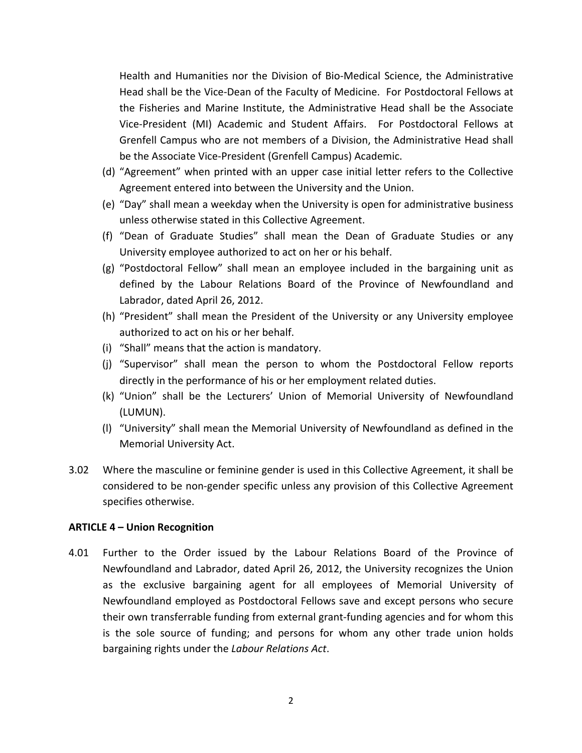Health and Humanities nor the Division of Bio-Medical Science, the Administrative Head shall be the Vice-Dean of the Faculty of Medicine. For Postdoctoral Fellows at the Fisheries and Marine Institute, the Administrative Head shall be the Associate Vice-President (MI) Academic and Student Affairs. For Postdoctoral Fellows at Grenfell Campus who are not members of a Division, the Administrative Head shall be the Associate Vice-President (Grenfell Campus) Academic.

(d) "Agreement" when printed with an upper case initial letter refers to the Collective Agreement entered into between the University and the Union.

(e) "Day" shall mean a weekday when the University is open for administrative business unless otherwise stated in this Collective Agreement.

(f) "Dean of Graduate Studies" shall mean the Dean of Graduate Studies or any University employee authorized to act on her or his behalf.

(g) "Postdoctoral Fellow" shall mean an employee included in the bargaining unit as defined by the Labour Relations Board of the Province of Newfoundland and Labrador, dated April 26, 2012.

(h) "President" shall mean the President of the University or any University employee authorized to act on his or her behalf.

(i) "Shall" means that the action is mandatory.

(j) "Supervisor" shall mean the person to whom the Postdoctoral Fellow reports directly in the performance of his or her employment related duties.

(k) "Union" shall be the Lecturers' Union of Memorial University of Newfoundland (LUMUN).

(l) "University" shall mean the Memorial University of Newfoundland as defined in the Memorial University Act.

3.02 Where the masculine or feminine gender is used in this Collective Agreement, it shall be considered to be non-gender specific unless any provision of this Collective Agreement specifies otherwise.

**ARTICLE 4 – Union Recognition**

4.01 Further to the Order issued by the Labour Relations Board of the Province of Newfoundland and Labrador, dated April 26, 2012, the University recognizes the Union as the exclusive bargaining agent for all employees of Memorial University of Newfoundland employed as Postdoctoral Fellows save and except persons who secure their own transferrable funding from external grant-funding agencies and for whom this is the sole source of funding; and persons for whom any other trade union holds bargaining rights under the *Labour Relations Act*.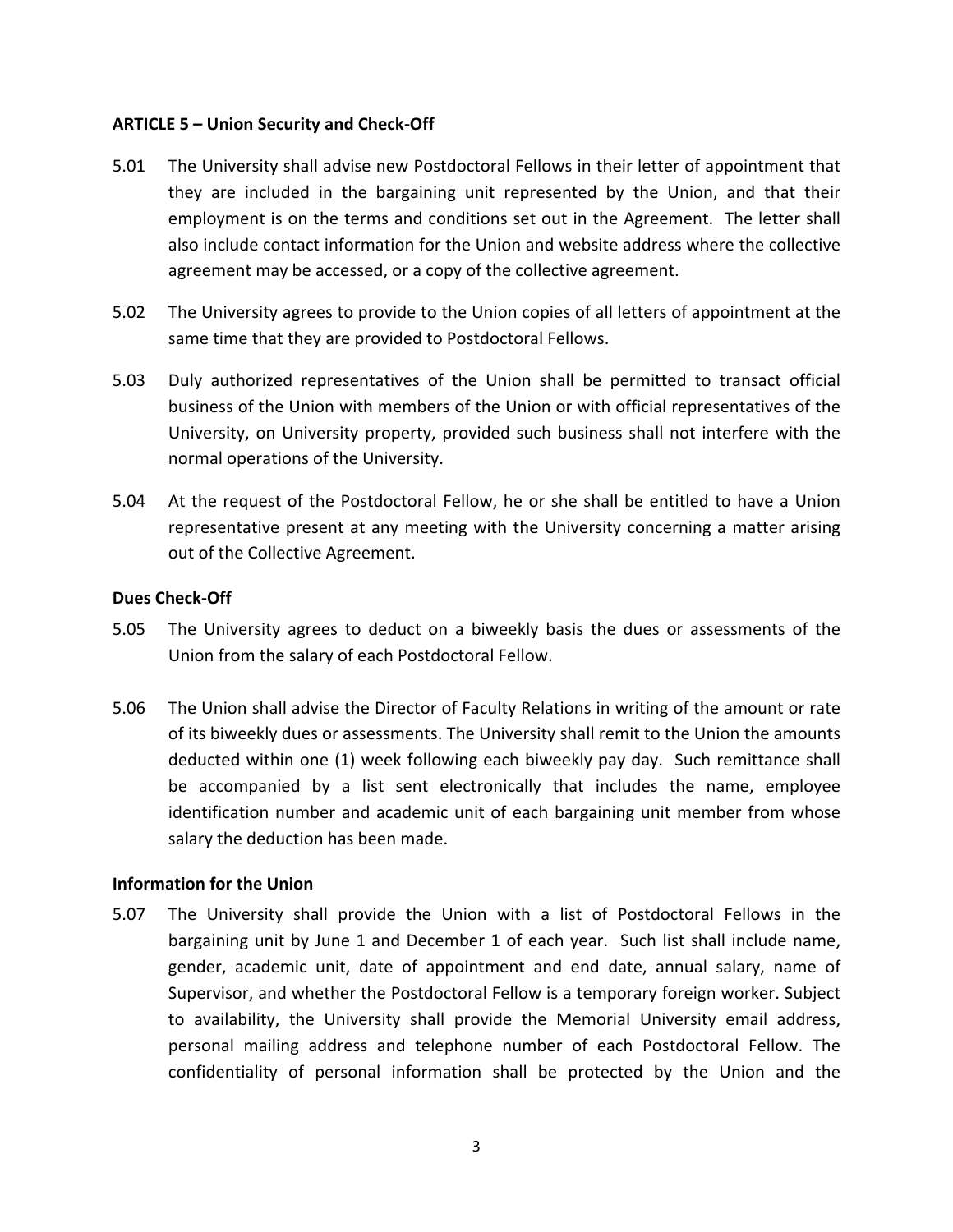**ARTICLE 5 – Union Security and Check-Off**

5.01 The University shall advise new Postdoctoral Fellows in their letter of appointment that they are included in the bargaining unit represented by the Union, and that their employment is on the terms and conditions set out in the Agreement. The letter shall also include contact information for the Union and website address where the collective agreement may be accessed, or a copy of the collective agreement.

5.02 The University agrees to provide to the Union copies of all letters of appointment at the same time that they are provided to Postdoctoral Fellows.

5.03 Duly authorized representatives of the Union shall be permitted to transact official business of the Union with members of the Union or with official representatives of the University, on University property, provided such business shall not interfere with the normal operations of the University.

5.04 At the request of the Postdoctoral Fellow, he or she shall be entitled to have a Union representative present at any meeting with the University concerning a matter arising out of the Collective Agreement.

**Dues Check-Off**

5.05 The University agrees to deduct on a biweekly basis the dues or assessments of the Union from the salary of each Postdoctoral Fellow.

5.06 The Union shall advise the Director of Faculty Relations in writing of the amount or rate of its biweekly dues or assessments. The University shall remit to the Union the amounts deducted within one (1) week following each biweekly pay day. Such remittance shall be accompanied by a list sent electronically that includes the name, employee identification number and academic unit of each bargaining unit member from whose salary the deduction has been made.

**Information for the Union**

5.07 The University shall provide the Union with a list of Postdoctoral Fellows in the bargaining unit by June 1 and December 1 of each year. Such list shall include name, gender, academic unit, date of appointment and end date, annual salary, name of Supervisor, and whether the Postdoctoral Fellow is a temporary foreign worker. Subject to availability, the University shall provide the Memorial University email address, personal mailing address and telephone number of each Postdoctoral Fellow. The confidentiality of personal information shall be protected by the Union and the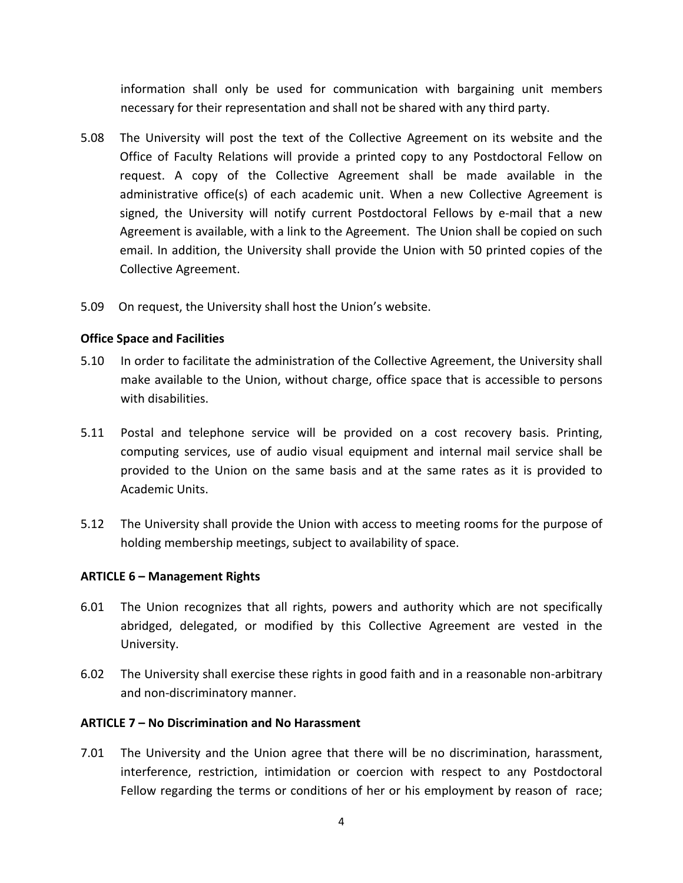information shall only be used for communication with bargaining unit members necessary for their representation and shall not be shared with any third party.

5.08 The University will post the text of the Collective Agreement on its website and the Office of Faculty Relations will provide a printed copy to any Postdoctoral Fellow on request. A copy of the Collective Agreement shall be made available in the administrative office(s) of each academic unit. When a new Collective Agreement is signed, the University will notify current Postdoctoral Fellows by e-mail that a new Agreement is available, with a link to the Agreement. The Union shall be copied on such email. In addition, the University shall provide the Union with 50 printed copies of the Collective Agreement.

5.09 On request, the University shall host the Union's website.

**Office Space and Facilities**

5.10 In order to facilitate the administration of the Collective Agreement, the University shall make available to the Union, without charge, office space that is accessible to persons with disabilities.

5.11 Postal and telephone service will be provided on a cost recovery basis. Printing, computing services, use of audio visual equipment and internal mail service shall be provided to the Union on the same basis and at the same rates as it is provided to Academic Units.

5.12 The University shall provide the Union with access to meeting rooms for the purpose of holding membership meetings, subject to availability of space.

**ARTICLE 6 – Management Rights**

6.01 The Union recognizes that all rights, powers and authority which are not specifically abridged, delegated, or modified by this Collective Agreement are vested in the University.

6.02 The University shall exercise these rights in good faith and in a reasonable non-arbitrary and non-discriminatory manner.

**ARTICLE 7 – No Discrimination and No Harassment**

7.01 The University and the Union agree that there will be no discrimination, harassment, interference, restriction, intimidation or coercion with respect to any Postdoctoral Fellow regarding the terms or conditions of her or his employment by reason of race;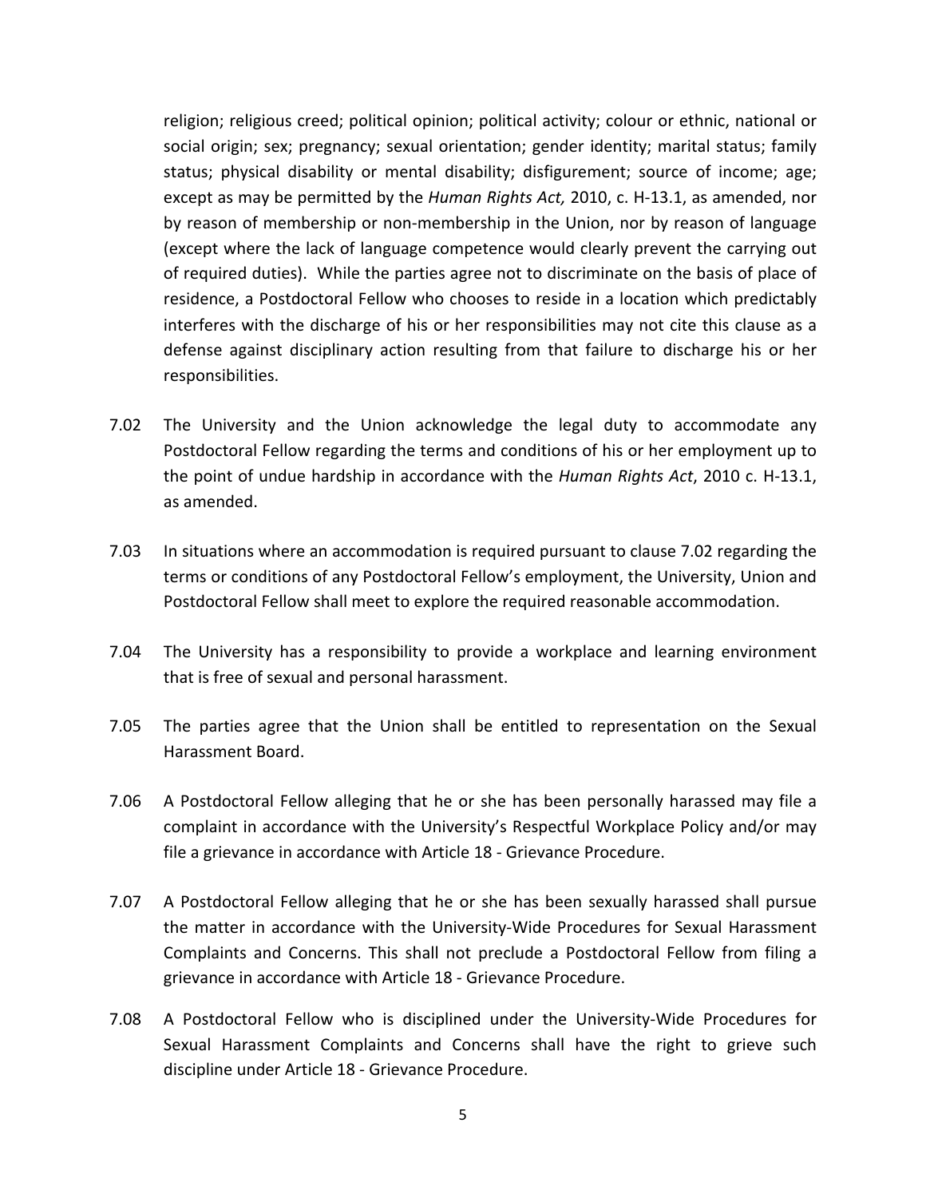religion; religious creed; political opinion; political activity; colour or ethnic, national or social origin; sex; pregnancy; sexual orientation; gender identity; marital status; family status; physical disability or mental disability; disfigurement; source of income; age; except as may be permitted by the *Human Rights Act,* 2010, c. H-13.1, as amended, nor by reason of membership or non-membership in the Union, nor by reason of language (except where the lack of language competence would clearly prevent the carrying out of required duties). While the parties agree not to discriminate on the basis of place of residence, a Postdoctoral Fellow who chooses to reside in a location which predictably interferes with the discharge of his or her responsibilities may not cite this clause as a defense against disciplinary action resulting from that failure to discharge his or her responsibilities.

7.02 The University and the Union acknowledge the legal duty to accommodate any Postdoctoral Fellow regarding the terms and conditions of his or her employment up to the point of undue hardship in accordance with the *Human Rights Act*, 2010 c. H-13.1, as amended.

7.03 In situations where an accommodation is required pursuant to clause 7.02 regarding the terms or conditions of any Postdoctoral Fellow's employment, the University, Union and Postdoctoral Fellow shall meet to explore the required reasonable accommodation.

7.04 The University has a responsibility to provide a workplace and learning environment that is free of sexual and personal harassment.

7.05 The parties agree that the Union shall be entitled to representation on the Sexual Harassment Board.

7.06 A Postdoctoral Fellow alleging that he or she has been personally harassed may file a complaint in accordance with the University's Respectful Workplace Policy and/or may file a grievance in accordance with Article 18 - Grievance Procedure.

7.07 A Postdoctoral Fellow alleging that he or she has been sexually harassed shall pursue the matter in accordance with the University-Wide Procedures for Sexual Harassment Complaints and Concerns. This shall not preclude a Postdoctoral Fellow from filing a grievance in accordance with Article 18 - Grievance Procedure.

7.08 A Postdoctoral Fellow who is disciplined under the University-Wide Procedures for Sexual Harassment Complaints and Concerns shall have the right to grieve such discipline under Article 18 - Grievance Procedure.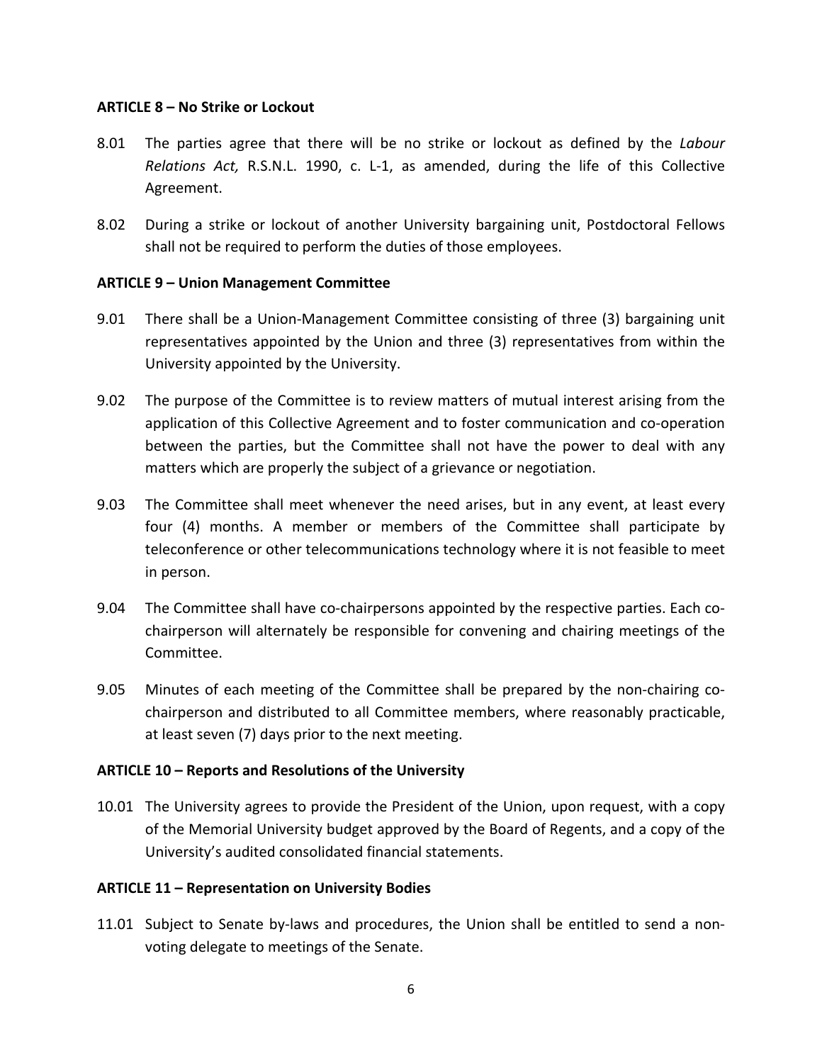**ARTICLE 8 – No Strike or Lockout**

8.01 The parties agree that there will be no strike or lockout as defined by the *Labour Relations Act,* R.S.N.L. 1990, c. L-1, as amended, during the life of this Collective Agreement.

8.02 During a strike or lockout of another University bargaining unit, Postdoctoral Fellows shall not be required to perform the duties of those employees.

**ARTICLE 9 – Union Management Committee**

9.01 There shall be a Union-Management Committee consisting of three (3) bargaining unit representatives appointed by the Union and three (3) representatives from within the University appointed by the University.

9.02 The purpose of the Committee is to review matters of mutual interest arising from the application of this Collective Agreement and to foster communication and co-operation between the parties, but the Committee shall not have the power to deal with any matters which are properly the subject of a grievance or negotiation.

9.03 The Committee shall meet whenever the need arises, but in any event, at least every four (4) months. A member or members of the Committee shall participate by teleconference or other telecommunications technology where it is not feasible to meet in person.

9.04 The Committee shall have co-chairpersons appointed by the respective parties. Each co-chairperson will alternately be responsible for convening and chairing meetings of the Committee.

9.05 Minutes of each meeting of the Committee shall be prepared by the non-chairing co-chairperson and distributed to all Committee members, where reasonably practicable, at least seven (7) days prior to the next meeting.

**ARTICLE 10 – Reports and Resolutions of the University**

10.01 The University agrees to provide the President of the Union, upon request, with a copy of the Memorial University budget approved by the Board of Regents, and a copy of the University's audited consolidated financial statements.

**ARTICLE 11 – Representation on University Bodies**

11.01 Subject to Senate by-laws and procedures, the Union shall be entitled to send a non-voting delegate to meetings of the Senate.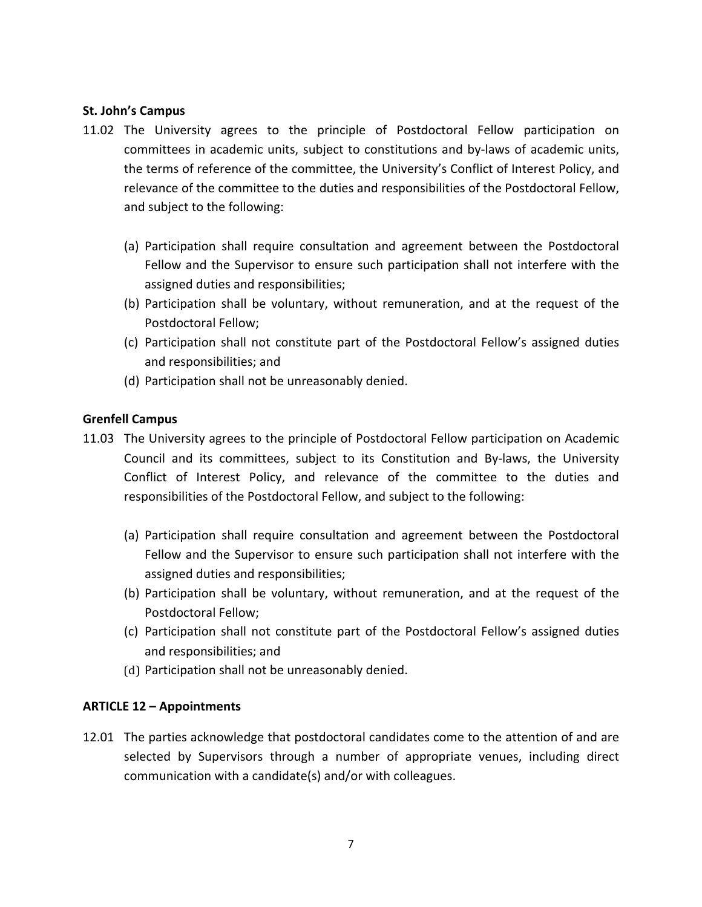**St. John's Campus**

11.02 The University agrees to the principle of Postdoctoral Fellow participation on committees in academic units, subject to constitutions and by-laws of academic units, the terms of reference of the committee, the University's Conflict of Interest Policy, and relevance of the committee to the duties and responsibilities of the Postdoctoral Fellow, and subject to the following:

(a) Participation shall require consultation and agreement between the Postdoctoral Fellow and the Supervisor to ensure such participation shall not interfere with the assigned duties and responsibilities;
(b) Participation shall be voluntary, without remuneration, and at the request of the Postdoctoral Fellow;
(c) Participation shall not constitute part of the Postdoctoral Fellow's assigned duties and responsibilities; and
(d) Participation shall not be unreasonably denied.

**Grenfell Campus**

11.03 The University agrees to the principle of Postdoctoral Fellow participation on Academic Council and its committees, subject to its Constitution and By-laws, the University Conflict of Interest Policy, and relevance of the committee to the duties and responsibilities of the Postdoctoral Fellow, and subject to the following:

(a) Participation shall require consultation and agreement between the Postdoctoral Fellow and the Supervisor to ensure such participation shall not interfere with the assigned duties and responsibilities;
(b) Participation shall be voluntary, without remuneration, and at the request of the Postdoctoral Fellow;
(c) Participation shall not constitute part of the Postdoctoral Fellow's assigned duties and responsibilities; and
(d) Participation shall not be unreasonably denied.

**ARTICLE 12 – Appointments**

12.01 The parties acknowledge that postdoctoral candidates come to the attention of and are selected by Supervisors through a number of appropriate venues, including direct communication with a candidate(s) and/or with colleagues.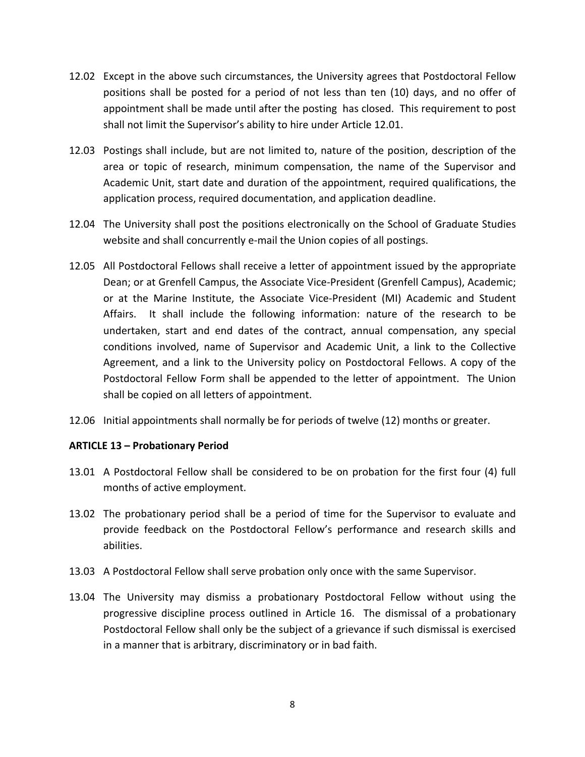12.02 Except in the above such circumstances, the University agrees that Postdoctoral Fellow positions shall be posted for a period of not less than ten (10) days, and no offer of appointment shall be made until after the posting has closed. This requirement to post shall not limit the Supervisor's ability to hire under Article 12.01.

12.03 Postings shall include, but are not limited to, nature of the position, description of the area or topic of research, minimum compensation, the name of the Supervisor and Academic Unit, start date and duration of the appointment, required qualifications, the application process, required documentation, and application deadline.

12.04 The University shall post the positions electronically on the School of Graduate Studies website and shall concurrently e-mail the Union copies of all postings.

12.05 All Postdoctoral Fellows shall receive a letter of appointment issued by the appropriate Dean; or at Grenfell Campus, the Associate Vice-President (Grenfell Campus), Academic; or at the Marine Institute, the Associate Vice-President (MI) Academic and Student Affairs. It shall include the following information: nature of the research to be undertaken, start and end dates of the contract, annual compensation, any special conditions involved, name of Supervisor and Academic Unit, a link to the Collective Agreement, and a link to the University policy on Postdoctoral Fellows. A copy of the Postdoctoral Fellow Form shall be appended to the letter of appointment. The Union shall be copied on all letters of appointment.

12.06 Initial appointments shall normally be for periods of twelve (12) months or greater.

**ARTICLE 13 – Probationary Period**

13.01 A Postdoctoral Fellow shall be considered to be on probation for the first four (4) full months of active employment.

13.02 The probationary period shall be a period of time for the Supervisor to evaluate and provide feedback on the Postdoctoral Fellow's performance and research skills and abilities.

13.03 A Postdoctoral Fellow shall serve probation only once with the same Supervisor.

13.04 The University may dismiss a probationary Postdoctoral Fellow without using the progressive discipline process outlined in Article 16. The dismissal of a probationary Postdoctoral Fellow shall only be the subject of a grievance if such dismissal is exercised in a manner that is arbitrary, discriminatory or in bad faith.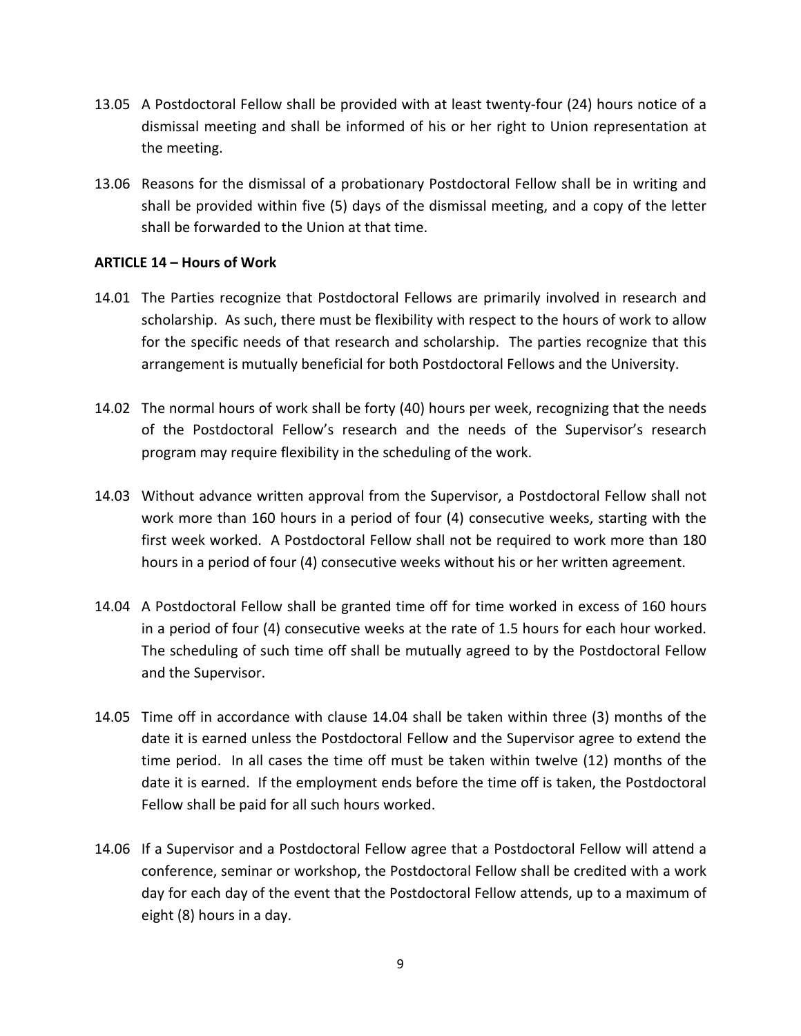13.05 A Postdoctoral Fellow shall be provided with at least twenty-four (24) hours notice of a dismissal meeting and shall be informed of his or her right to Union representation at the meeting.

13.06 Reasons for the dismissal of a probationary Postdoctoral Fellow shall be in writing and shall be provided within five (5) days of the dismissal meeting, and a copy of the letter shall be forwarded to the Union at that time.

**ARTICLE 14 – Hours of Work**

14.01 The Parties recognize that Postdoctoral Fellows are primarily involved in research and scholarship. As such, there must be flexibility with respect to the hours of work to allow for the specific needs of that research and scholarship. The parties recognize that this arrangement is mutually beneficial for both Postdoctoral Fellows and the University.

14.02 The normal hours of work shall be forty (40) hours per week, recognizing that the needs of the Postdoctoral Fellow's research and the needs of the Supervisor's research program may require flexibility in the scheduling of the work.

14.03 Without advance written approval from the Supervisor, a Postdoctoral Fellow shall not work more than 160 hours in a period of four (4) consecutive weeks, starting with the first week worked. A Postdoctoral Fellow shall not be required to work more than 180 hours in a period of four (4) consecutive weeks without his or her written agreement.

14.04 A Postdoctoral Fellow shall be granted time off for time worked in excess of 160 hours in a period of four (4) consecutive weeks at the rate of 1.5 hours for each hour worked. The scheduling of such time off shall be mutually agreed to by the Postdoctoral Fellow and the Supervisor.

14.05 Time off in accordance with clause 14.04 shall be taken within three (3) months of the date it is earned unless the Postdoctoral Fellow and the Supervisor agree to extend the time period. In all cases the time off must be taken within twelve (12) months of the date it is earned. If the employment ends before the time off is taken, the Postdoctoral Fellow shall be paid for all such hours worked.

14.06 If a Supervisor and a Postdoctoral Fellow agree that a Postdoctoral Fellow will attend a conference, seminar or workshop, the Postdoctoral Fellow shall be credited with a work day for each day of the event that the Postdoctoral Fellow attends, up to a maximum of eight (8) hours in a day.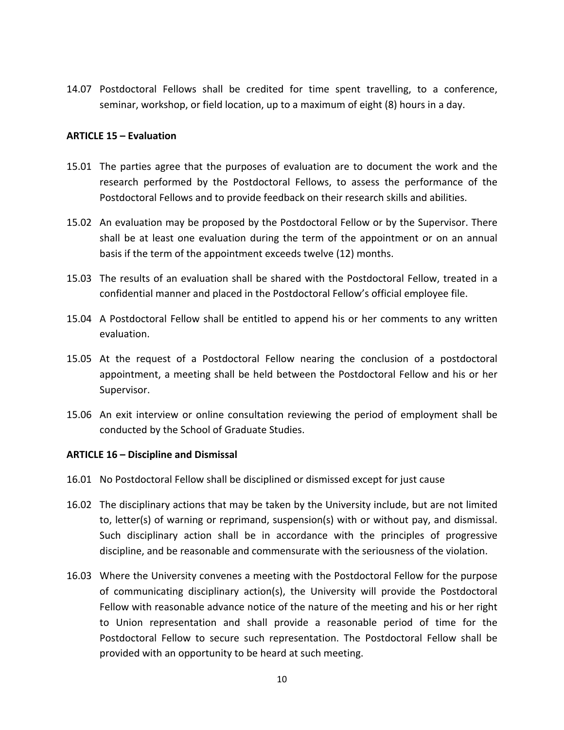14.07 Postdoctoral Fellows shall be credited for time spent travelling, to a conference, seminar, workshop, or field location, up to a maximum of eight (8) hours in a day.

### ARTICLE 15 – Evaluation

15.01 The parties agree that the purposes of evaluation are to document the work and the research performed by the Postdoctoral Fellows, to assess the performance of the Postdoctoral Fellows and to provide feedback on their research skills and abilities.

15.02 An evaluation may be proposed by the Postdoctoral Fellow or by the Supervisor. There shall be at least one evaluation during the term of the appointment or on an annual basis if the term of the appointment exceeds twelve (12) months.

15.03 The results of an evaluation shall be shared with the Postdoctoral Fellow, treated in a confidential manner and placed in the Postdoctoral Fellow's official employee file.

15.04 A Postdoctoral Fellow shall be entitled to append his or her comments to any written evaluation.

15.05 At the request of a Postdoctoral Fellow nearing the conclusion of a postdoctoral appointment, a meeting shall be held between the Postdoctoral Fellow and his or her Supervisor.

15.06 An exit interview or online consultation reviewing the period of employment shall be conducted by the School of Graduate Studies.

### ARTICLE 16 – Discipline and Dismissal

16.01 No Postdoctoral Fellow shall be disciplined or dismissed except for just cause

16.02 The disciplinary actions that may be taken by the University include, but are not limited to, letter(s) of warning or reprimand, suspension(s) with or without pay, and dismissal. Such disciplinary action shall be in accordance with the principles of progressive discipline, and be reasonable and commensurate with the seriousness of the violation.

16.03 Where the University convenes a meeting with the Postdoctoral Fellow for the purpose of communicating disciplinary action(s), the University will provide the Postdoctoral Fellow with reasonable advance notice of the nature of the meeting and his or her right to Union representation and shall provide a reasonable period of time for the Postdoctoral Fellow to secure such representation. The Postdoctoral Fellow shall be provided with an opportunity to be heard at such meeting.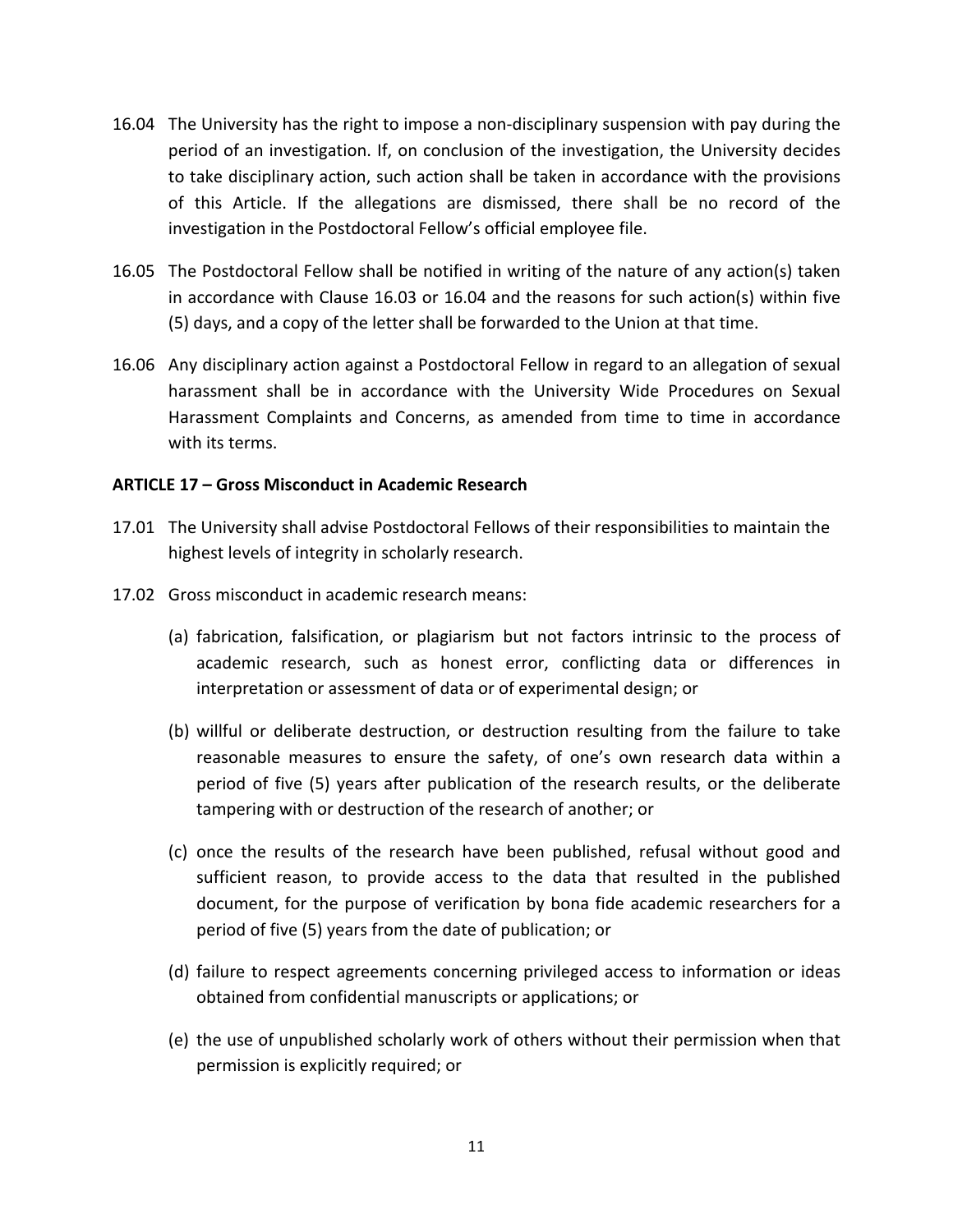16.04 The University has the right to impose a non-disciplinary suspension with pay during the period of an investigation. If, on conclusion of the investigation, the University decides to take disciplinary action, such action shall be taken in accordance with the provisions of this Article. If the allegations are dismissed, there shall be no record of the investigation in the Postdoctoral Fellow's official employee file.

16.05 The Postdoctoral Fellow shall be notified in writing of the nature of any action(s) taken in accordance with Clause 16.03 or 16.04 and the reasons for such action(s) within five (5) days, and a copy of the letter shall be forwarded to the Union at that time.

16.06 Any disciplinary action against a Postdoctoral Fellow in regard to an allegation of sexual harassment shall be in accordance with the University Wide Procedures on Sexual Harassment Complaints and Concerns, as amended from time to time in accordance with its terms.

**ARTICLE 17 – Gross Misconduct in Academic Research**

17.01 The University shall advise Postdoctoral Fellows of their responsibilities to maintain the highest levels of integrity in scholarly research.

17.02 Gross misconduct in academic research means:

(a) fabrication, falsification, or plagiarism but not factors intrinsic to the process of academic research, such as honest error, conflicting data or differences in interpretation or assessment of data or of experimental design; or

(b) willful or deliberate destruction, or destruction resulting from the failure to take reasonable measures to ensure the safety, of one's own research data within a period of five (5) years after publication of the research results, or the deliberate tampering with or destruction of the research of another; or

(c) once the results of the research have been published, refusal without good and sufficient reason, to provide access to the data that resulted in the published document, for the purpose of verification by bona fide academic researchers for a period of five (5) years from the date of publication; or

(d) failure to respect agreements concerning privileged access to information or ideas obtained from confidential manuscripts or applications; or

(e) the use of unpublished scholarly work of others without their permission when that permission is explicitly required; or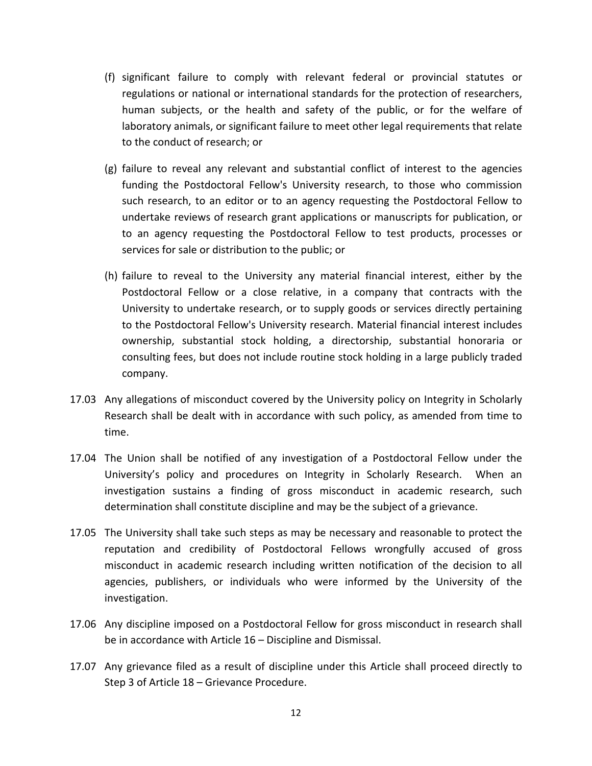(f) significant failure to comply with relevant federal or provincial statutes or regulations or national or international standards for the protection of researchers, human subjects, or the health and safety of the public, or for the welfare of laboratory animals, or significant failure to meet other legal requirements that relate to the conduct of research; or

(g) failure to reveal any relevant and substantial conflict of interest to the agencies funding the Postdoctoral Fellow's University research, to those who commission such research, to an editor or to an agency requesting the Postdoctoral Fellow to undertake reviews of research grant applications or manuscripts for publication, or to an agency requesting the Postdoctoral Fellow to test products, processes or services for sale or distribution to the public; or

(h) failure to reveal to the University any material financial interest, either by the Postdoctoral Fellow or a close relative, in a company that contracts with the University to undertake research, or to supply goods or services directly pertaining to the Postdoctoral Fellow's University research. Material financial interest includes ownership, substantial stock holding, a directorship, substantial honoraria or consulting fees, but does not include routine stock holding in a large publicly traded company.

17.03 Any allegations of misconduct covered by the University policy on Integrity in Scholarly Research shall be dealt with in accordance with such policy, as amended from time to time.

17.04 The Union shall be notified of any investigation of a Postdoctoral Fellow under the University's policy and procedures on Integrity in Scholarly Research. When an investigation sustains a finding of gross misconduct in academic research, such determination shall constitute discipline and may be the subject of a grievance.

17.05 The University shall take such steps as may be necessary and reasonable to protect the reputation and credibility of Postdoctoral Fellows wrongfully accused of gross misconduct in academic research including written notification of the decision to all agencies, publishers, or individuals who were informed by the University of the investigation.

17.06 Any discipline imposed on a Postdoctoral Fellow for gross misconduct in research shall be in accordance with Article 16 – Discipline and Dismissal.

17.07 Any grievance filed as a result of discipline under this Article shall proceed directly to Step 3 of Article 18 – Grievance Procedure.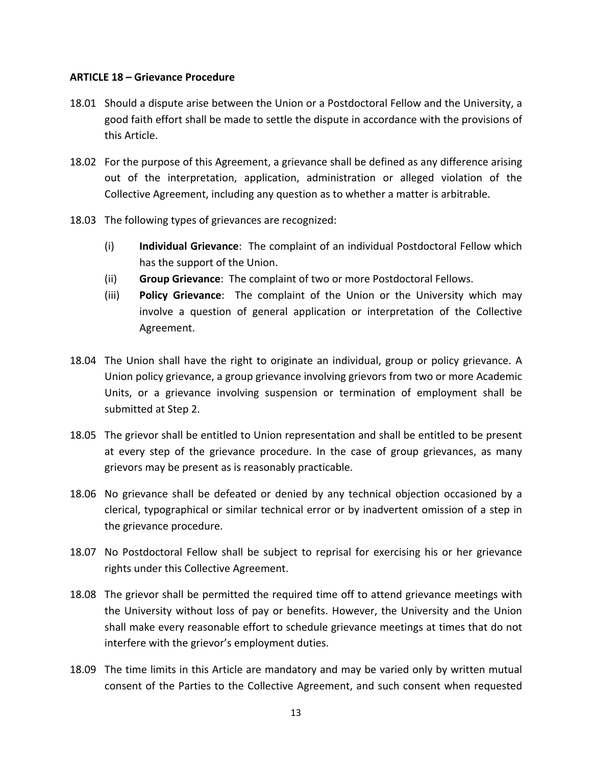**ARTICLE 18 – Grievance Procedure**

18.01 Should a dispute arise between the Union or a Postdoctoral Fellow and the University, a good faith effort shall be made to settle the dispute in accordance with the provisions of this Article.

18.02 For the purpose of this Agreement, a grievance shall be defined as any difference arising out of the interpretation, application, administration or alleged violation of the Collective Agreement, including any question as to whether a matter is arbitrable.

18.03 The following types of grievances are recognized:

- (i) **Individual Grievance**: The complaint of an individual Postdoctoral Fellow which has the support of the Union.
- (ii) **Group Grievance**: The complaint of two or more Postdoctoral Fellows.
- (iii) **Policy Grievance**: The complaint of the Union or the University which may involve a question of general application or interpretation of the Collective Agreement.

18.04 The Union shall have the right to originate an individual, group or policy grievance. A Union policy grievance, a group grievance involving grievors from two or more Academic Units, or a grievance involving suspension or termination of employment shall be submitted at Step 2.

18.05 The grievor shall be entitled to Union representation and shall be entitled to be present at every step of the grievance procedure. In the case of group grievances, as many grievors may be present as is reasonably practicable.

18.06 No grievance shall be defeated or denied by any technical objection occasioned by a clerical, typographical or similar technical error or by inadvertent omission of a step in the grievance procedure.

18.07 No Postdoctoral Fellow shall be subject to reprisal for exercising his or her grievance rights under this Collective Agreement.

18.08 The grievor shall be permitted the required time off to attend grievance meetings with the University without loss of pay or benefits. However, the University and the Union shall make every reasonable effort to schedule grievance meetings at times that do not interfere with the grievor's employment duties.

18.09 The time limits in this Article are mandatory and may be varied only by written mutual consent of the Parties to the Collective Agreement, and such consent when requested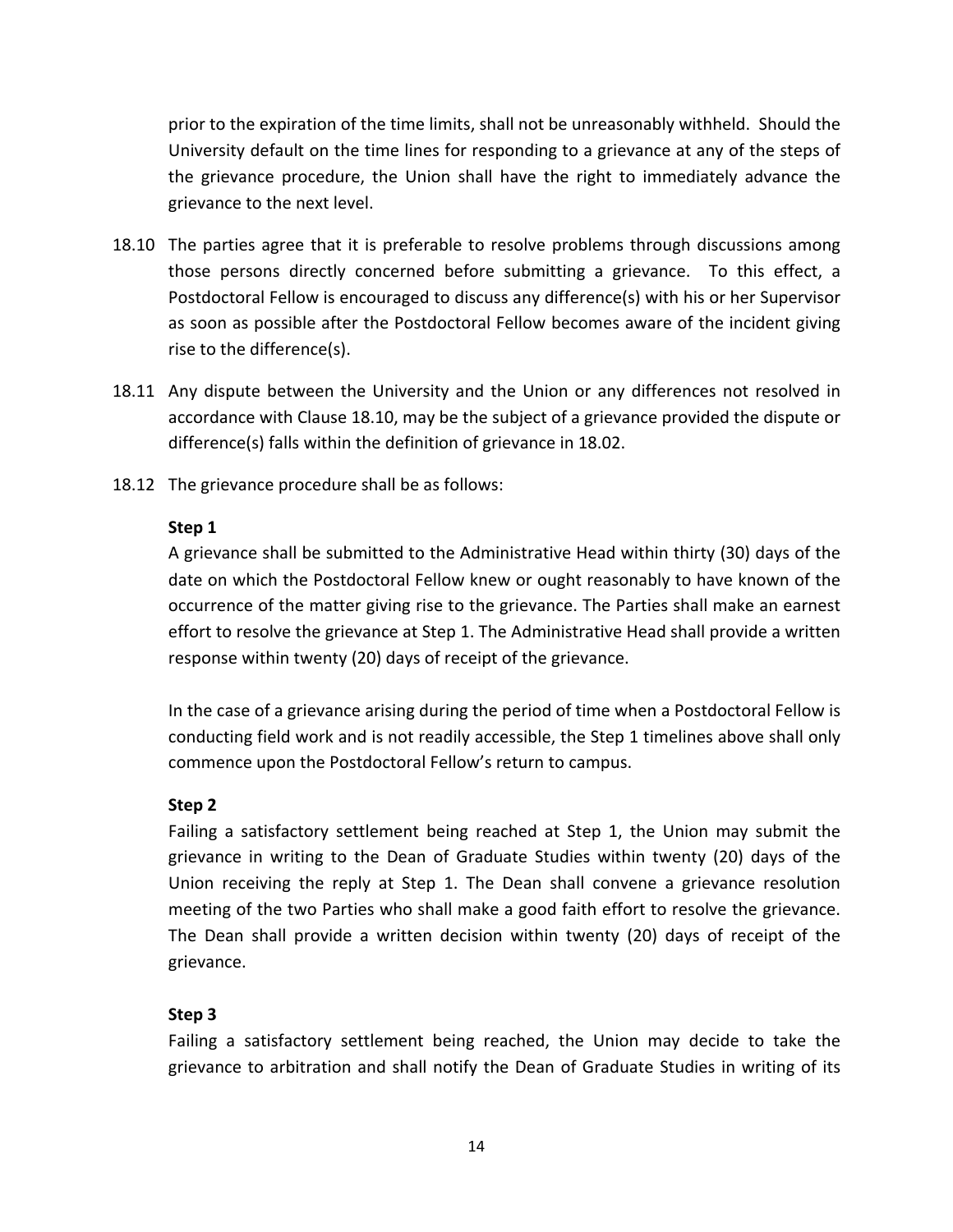prior to the expiration of the time limits, shall not be unreasonably withheld. Should the University default on the time lines for responding to a grievance at any of the steps of the grievance procedure, the Union shall have the right to immediately advance the grievance to the next level.

18.10 The parties agree that it is preferable to resolve problems through discussions among those persons directly concerned before submitting a grievance. To this effect, a Postdoctoral Fellow is encouraged to discuss any difference(s) with his or her Supervisor as soon as possible after the Postdoctoral Fellow becomes aware of the incident giving rise to the difference(s).

18.11 Any dispute between the University and the Union or any differences not resolved in accordance with Clause 18.10, may be the subject of a grievance provided the dispute or difference(s) falls within the definition of grievance in 18.02.

18.12 The grievance procedure shall be as follows:

**Step 1**

A grievance shall be submitted to the Administrative Head within thirty (30) days of the date on which the Postdoctoral Fellow knew or ought reasonably to have known of the occurrence of the matter giving rise to the grievance. The Parties shall make an earnest effort to resolve the grievance at Step 1. The Administrative Head shall provide a written response within twenty (20) days of receipt of the grievance.

In the case of a grievance arising during the period of time when a Postdoctoral Fellow is conducting field work and is not readily accessible, the Step 1 timelines above shall only commence upon the Postdoctoral Fellow's return to campus.

**Step 2**

Failing a satisfactory settlement being reached at Step 1, the Union may submit the grievance in writing to the Dean of Graduate Studies within twenty (20) days of the Union receiving the reply at Step 1. The Dean shall convene a grievance resolution meeting of the two Parties who shall make a good faith effort to resolve the grievance. The Dean shall provide a written decision within twenty (20) days of receipt of the grievance.

**Step 3**

Failing a satisfactory settlement being reached, the Union may decide to take the grievance to arbitration and shall notify the Dean of Graduate Studies in writing of its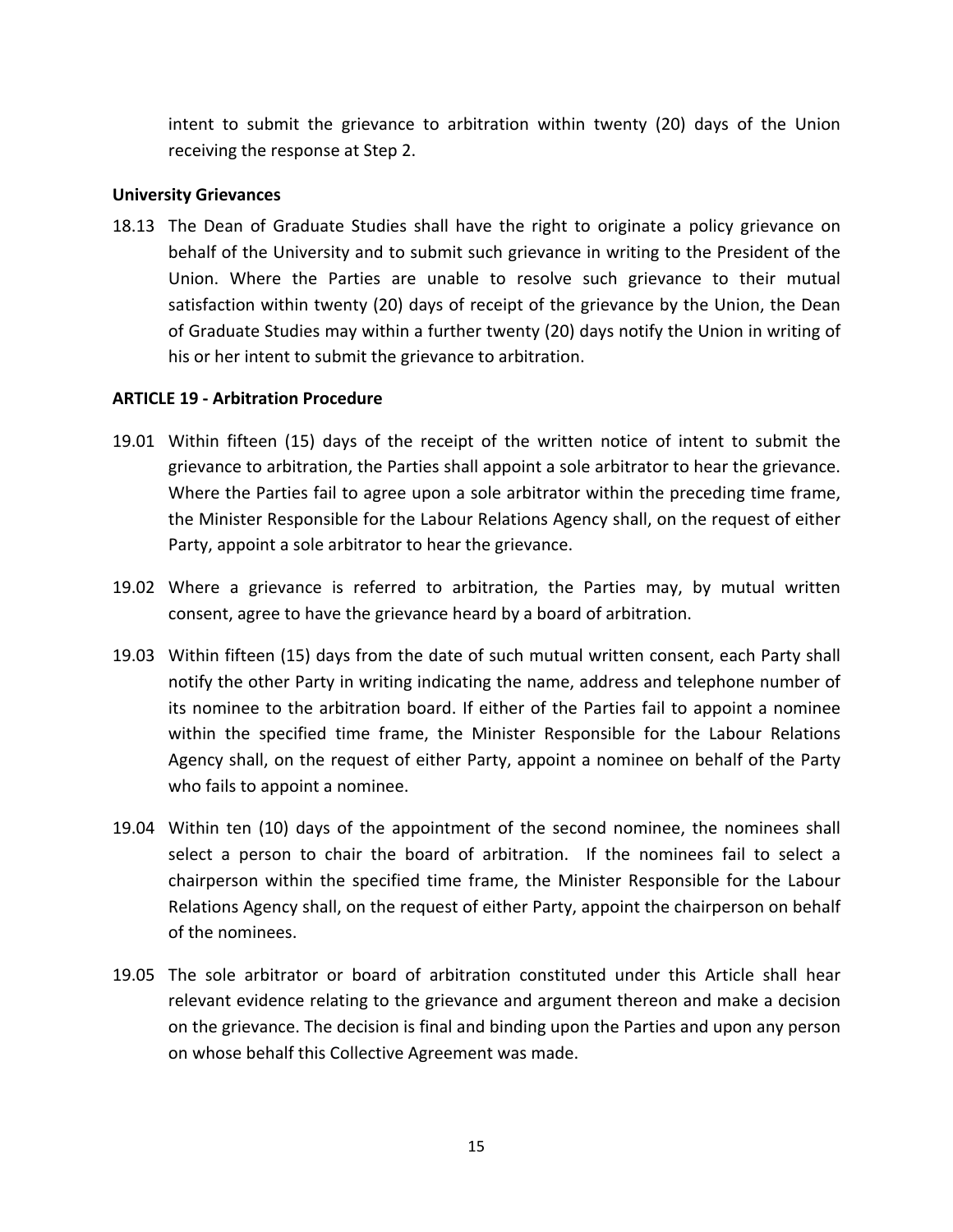intent to submit the grievance to arbitration within twenty (20) days of the Union receiving the response at Step 2.

**University Grievances**

18.13 The Dean of Graduate Studies shall have the right to originate a policy grievance on behalf of the University and to submit such grievance in writing to the President of the Union. Where the Parties are unable to resolve such grievance to their mutual satisfaction within twenty (20) days of receipt of the grievance by the Union, the Dean of Graduate Studies may within a further twenty (20) days notify the Union in writing of his or her intent to submit the grievance to arbitration.

**ARTICLE 19 - Arbitration Procedure**

19.01 Within fifteen (15) days of the receipt of the written notice of intent to submit the grievance to arbitration, the Parties shall appoint a sole arbitrator to hear the grievance. Where the Parties fail to agree upon a sole arbitrator within the preceding time frame, the Minister Responsible for the Labour Relations Agency shall, on the request of either Party, appoint a sole arbitrator to hear the grievance.

19.02 Where a grievance is referred to arbitration, the Parties may, by mutual written consent, agree to have the grievance heard by a board of arbitration.

19.03 Within fifteen (15) days from the date of such mutual written consent, each Party shall notify the other Party in writing indicating the name, address and telephone number of its nominee to the arbitration board. If either of the Parties fail to appoint a nominee within the specified time frame, the Minister Responsible for the Labour Relations Agency shall, on the request of either Party, appoint a nominee on behalf of the Party who fails to appoint a nominee.

19.04 Within ten (10) days of the appointment of the second nominee, the nominees shall select a person to chair the board of arbitration. If the nominees fail to select a chairperson within the specified time frame, the Minister Responsible for the Labour Relations Agency shall, on the request of either Party, appoint the chairperson on behalf of the nominees.

19.05 The sole arbitrator or board of arbitration constituted under this Article shall hear relevant evidence relating to the grievance and argument thereon and make a decision on the grievance. The decision is final and binding upon the Parties and upon any person on whose behalf this Collective Agreement was made.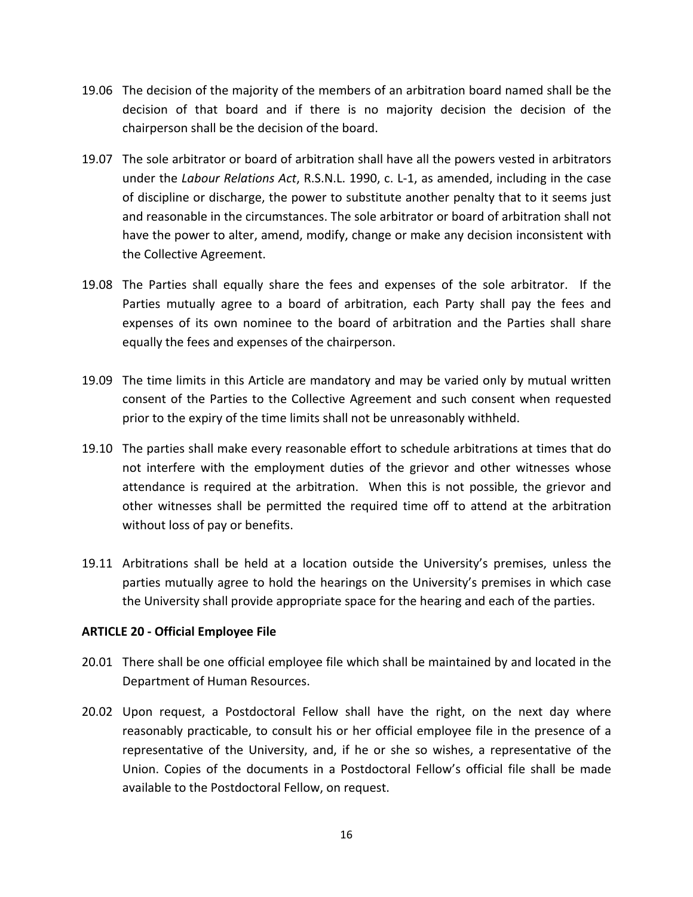19.06 The decision of the majority of the members of an arbitration board named shall be the decision of that board and if there is no majority decision the decision of the chairperson shall be the decision of the board.

19.07 The sole arbitrator or board of arbitration shall have all the powers vested in arbitrators under the *Labour Relations Act*, R.S.N.L. 1990, c. L-1, as amended, including in the case of discipline or discharge, the power to substitute another penalty that to it seems just and reasonable in the circumstances. The sole arbitrator or board of arbitration shall not have the power to alter, amend, modify, change or make any decision inconsistent with the Collective Agreement.

19.08 The Parties shall equally share the fees and expenses of the sole arbitrator. If the Parties mutually agree to a board of arbitration, each Party shall pay the fees and expenses of its own nominee to the board of arbitration and the Parties shall share equally the fees and expenses of the chairperson.

19.09 The time limits in this Article are mandatory and may be varied only by mutual written consent of the Parties to the Collective Agreement and such consent when requested prior to the expiry of the time limits shall not be unreasonably withheld.

19.10 The parties shall make every reasonable effort to schedule arbitrations at times that do not interfere with the employment duties of the grievor and other witnesses whose attendance is required at the arbitration. When this is not possible, the grievor and other witnesses shall be permitted the required time off to attend at the arbitration without loss of pay or benefits.

19.11 Arbitrations shall be held at a location outside the University's premises, unless the parties mutually agree to hold the hearings on the University's premises in which case the University shall provide appropriate space for the hearing and each of the parties.

**ARTICLE 20 - Official Employee File**

20.01 There shall be one official employee file which shall be maintained by and located in the Department of Human Resources.

20.02 Upon request, a Postdoctoral Fellow shall have the right, on the next day where reasonably practicable, to consult his or her official employee file in the presence of a representative of the University, and, if he or she so wishes, a representative of the Union. Copies of the documents in a Postdoctoral Fellow's official file shall be made available to the Postdoctoral Fellow, on request.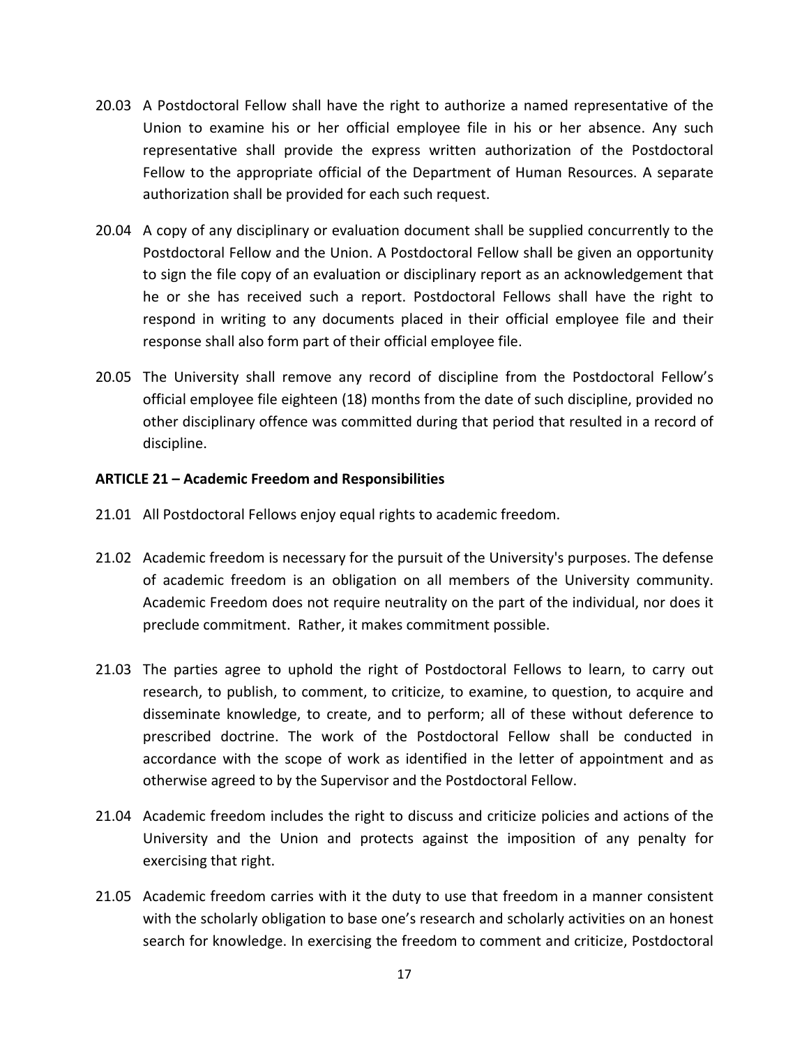20.03 A Postdoctoral Fellow shall have the right to authorize a named representative of the Union to examine his or her official employee file in his or her absence. Any such representative shall provide the express written authorization of the Postdoctoral Fellow to the appropriate official of the Department of Human Resources. A separate authorization shall be provided for each such request.

20.04 A copy of any disciplinary or evaluation document shall be supplied concurrently to the Postdoctoral Fellow and the Union. A Postdoctoral Fellow shall be given an opportunity to sign the file copy of an evaluation or disciplinary report as an acknowledgement that he or she has received such a report. Postdoctoral Fellows shall have the right to respond in writing to any documents placed in their official employee file and their response shall also form part of their official employee file.

20.05 The University shall remove any record of discipline from the Postdoctoral Fellow's official employee file eighteen (18) months from the date of such discipline, provided no other disciplinary offence was committed during that period that resulted in a record of discipline.

**ARTICLE 21 – Academic Freedom and Responsibilities**

21.01 All Postdoctoral Fellows enjoy equal rights to academic freedom.

21.02 Academic freedom is necessary for the pursuit of the University's purposes. The defense of academic freedom is an obligation on all members of the University community. Academic Freedom does not require neutrality on the part of the individual, nor does it preclude commitment. Rather, it makes commitment possible.

21.03 The parties agree to uphold the right of Postdoctoral Fellows to learn, to carry out research, to publish, to comment, to criticize, to examine, to question, to acquire and disseminate knowledge, to create, and to perform; all of these without deference to prescribed doctrine. The work of the Postdoctoral Fellow shall be conducted in accordance with the scope of work as identified in the letter of appointment and as otherwise agreed to by the Supervisor and the Postdoctoral Fellow.

21.04 Academic freedom includes the right to discuss and criticize policies and actions of the University and the Union and protects against the imposition of any penalty for exercising that right.

21.05 Academic freedom carries with it the duty to use that freedom in a manner consistent with the scholarly obligation to base one's research and scholarly activities on an honest search for knowledge. In exercising the freedom to comment and criticize, Postdoctoral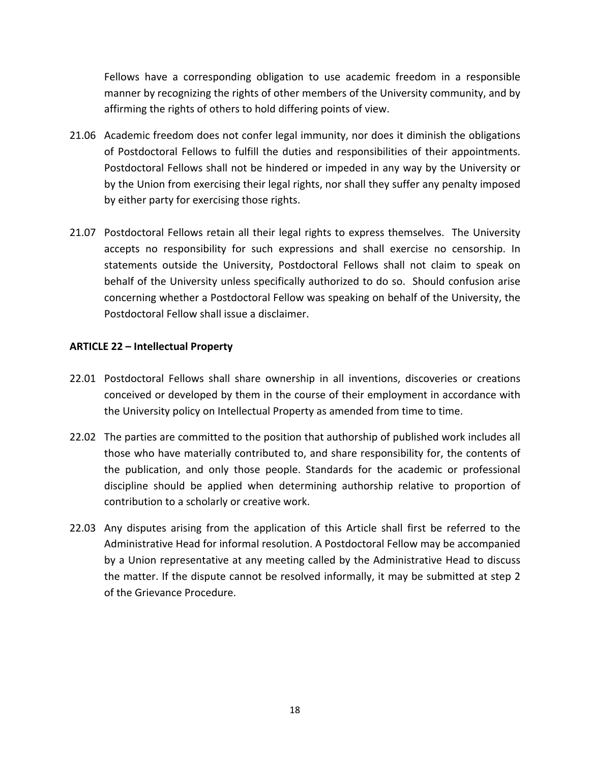Fellows have a corresponding obligation to use academic freedom in a responsible manner by recognizing the rights of other members of the University community, and by affirming the rights of others to hold differing points of view.

21.06 Academic freedom does not confer legal immunity, nor does it diminish the obligations of Postdoctoral Fellows to fulfill the duties and responsibilities of their appointments. Postdoctoral Fellows shall not be hindered or impeded in any way by the University or by the Union from exercising their legal rights, nor shall they suffer any penalty imposed by either party for exercising those rights.

21.07 Postdoctoral Fellows retain all their legal rights to express themselves. The University accepts no responsibility for such expressions and shall exercise no censorship. In statements outside the University, Postdoctoral Fellows shall not claim to speak on behalf of the University unless specifically authorized to do so. Should confusion arise concerning whether a Postdoctoral Fellow was speaking on behalf of the University, the Postdoctoral Fellow shall issue a disclaimer.

**ARTICLE 22 – Intellectual Property**

22.01 Postdoctoral Fellows shall share ownership in all inventions, discoveries or creations conceived or developed by them in the course of their employment in accordance with the University policy on Intellectual Property as amended from time to time.

22.02 The parties are committed to the position that authorship of published work includes all those who have materially contributed to, and share responsibility for, the contents of the publication, and only those people. Standards for the academic or professional discipline should be applied when determining authorship relative to proportion of contribution to a scholarly or creative work.

22.03 Any disputes arising from the application of this Article shall first be referred to the Administrative Head for informal resolution. A Postdoctoral Fellow may be accompanied by a Union representative at any meeting called by the Administrative Head to discuss the matter. If the dispute cannot be resolved informally, it may be submitted at step 2 of the Grievance Procedure.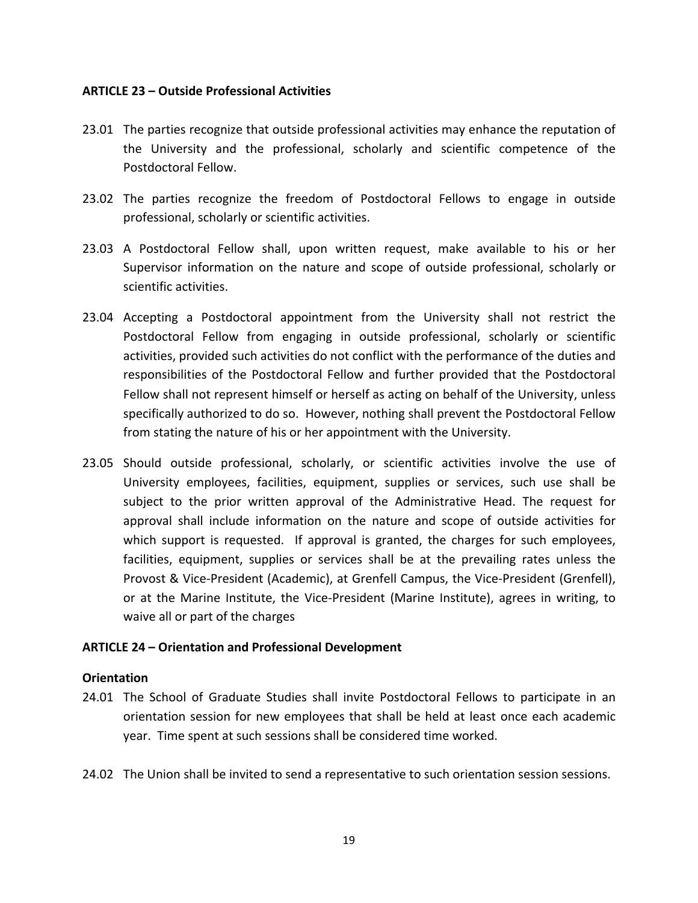**ARTICLE 23 – Outside Professional Activities**

23.01 The parties recognize that outside professional activities may enhance the reputation of the University and the professional, scholarly and scientific competence of the Postdoctoral Fellow.

23.02 The parties recognize the freedom of Postdoctoral Fellows to engage in outside professional, scholarly or scientific activities.

23.03 A Postdoctoral Fellow shall, upon written request, make available to his or her Supervisor information on the nature and scope of outside professional, scholarly or scientific activities.

23.04 Accepting a Postdoctoral appointment from the University shall not restrict the Postdoctoral Fellow from engaging in outside professional, scholarly or scientific activities, provided such activities do not conflict with the performance of the duties and responsibilities of the Postdoctoral Fellow and further provided that the Postdoctoral Fellow shall not represent himself or herself as acting on behalf of the University, unless specifically authorized to do so. However, nothing shall prevent the Postdoctoral Fellow from stating the nature of his or her appointment with the University.

23.05 Should outside professional, scholarly, or scientific activities involve the use of University employees, facilities, equipment, supplies or services, such use shall be subject to the prior written approval of the Administrative Head. The request for approval shall include information on the nature and scope of outside activities for which support is requested. If approval is granted, the charges for such employees, facilities, equipment, supplies or services shall be at the prevailing rates unless the Provost & Vice-President (Academic), at Grenfell Campus, the Vice-President (Grenfell), or at the Marine Institute, the Vice-President (Marine Institute), agrees in writing, to waive all or part of the charges

**ARTICLE 24 – Orientation and Professional Development**

**Orientation**

24.01 The School of Graduate Studies shall invite Postdoctoral Fellows to participate in an orientation session for new employees that shall be held at least once each academic year. Time spent at such sessions shall be considered time worked.

24.02 The Union shall be invited to send a representative to such orientation session sessions.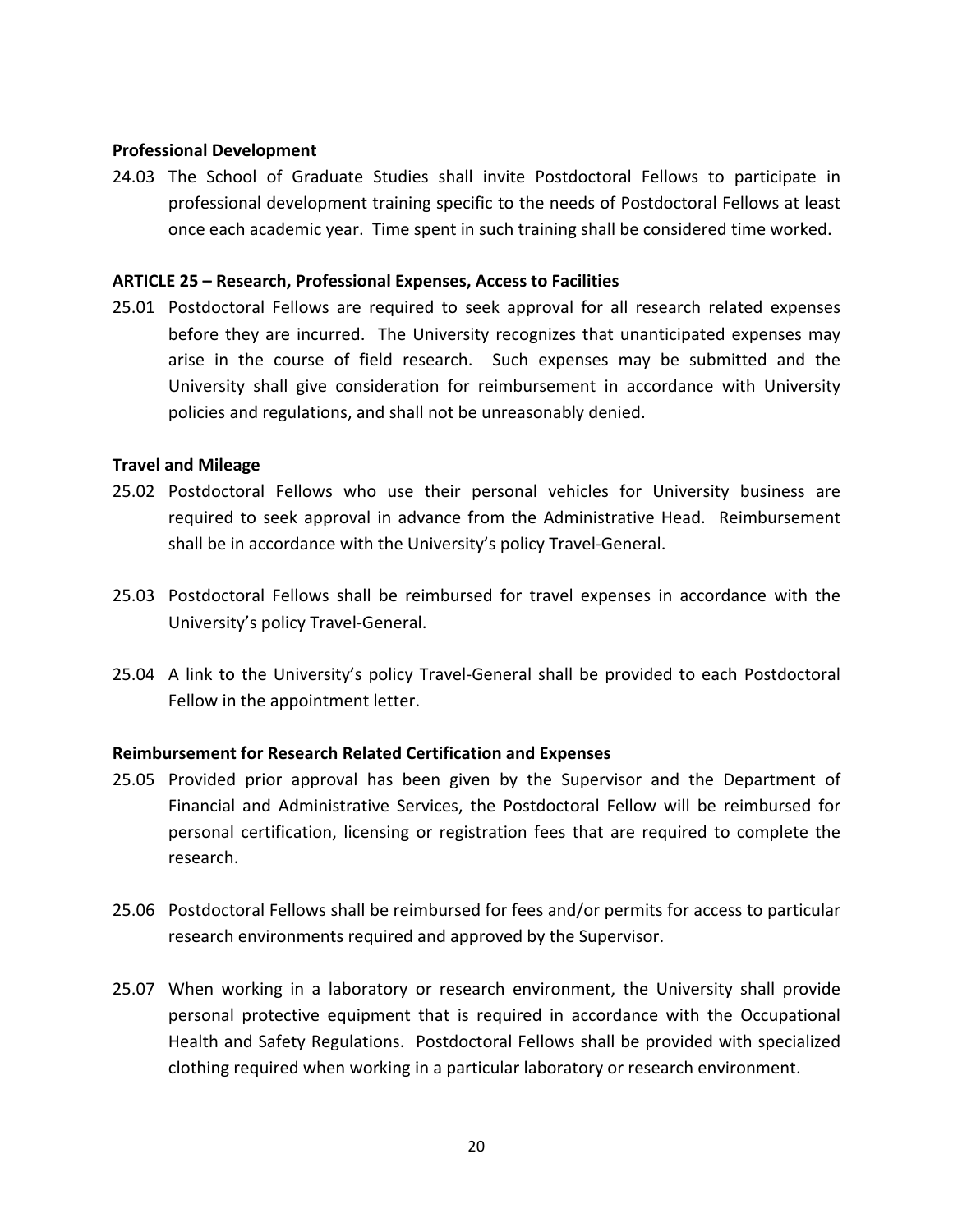**Professional Development**

24.03 The School of Graduate Studies shall invite Postdoctoral Fellows to participate in professional development training specific to the needs of Postdoctoral Fellows at least once each academic year. Time spent in such training shall be considered time worked.

**ARTICLE 25 – Research, Professional Expenses, Access to Facilities**

25.01 Postdoctoral Fellows are required to seek approval for all research related expenses before they are incurred. The University recognizes that unanticipated expenses may arise in the course of field research. Such expenses may be submitted and the University shall give consideration for reimbursement in accordance with University policies and regulations, and shall not be unreasonably denied.

**Travel and Mileage**

25.02 Postdoctoral Fellows who use their personal vehicles for University business are required to seek approval in advance from the Administrative Head. Reimbursement shall be in accordance with the University's policy Travel-General.

25.03 Postdoctoral Fellows shall be reimbursed for travel expenses in accordance with the University's policy Travel-General.

25.04 A link to the University's policy Travel-General shall be provided to each Postdoctoral Fellow in the appointment letter.

**Reimbursement for Research Related Certification and Expenses**

25.05 Provided prior approval has been given by the Supervisor and the Department of Financial and Administrative Services, the Postdoctoral Fellow will be reimbursed for personal certification, licensing or registration fees that are required to complete the research.

25.06 Postdoctoral Fellows shall be reimbursed for fees and/or permits for access to particular research environments required and approved by the Supervisor.

25.07 When working in a laboratory or research environment, the University shall provide personal protective equipment that is required in accordance with the Occupational Health and Safety Regulations. Postdoctoral Fellows shall be provided with specialized clothing required when working in a particular laboratory or research environment.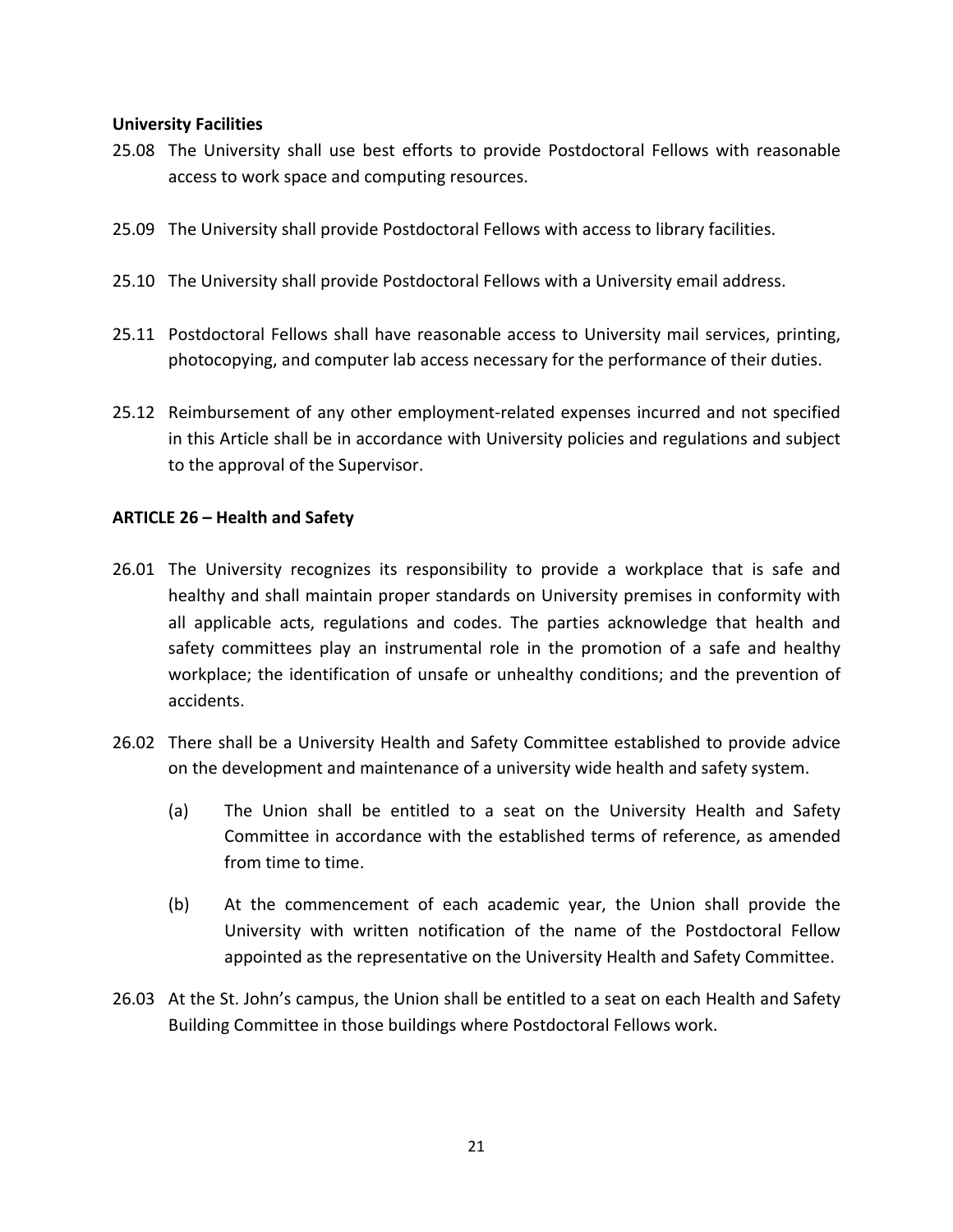**University Facilities**

25.08 The University shall use best efforts to provide Postdoctoral Fellows with reasonable access to work space and computing resources.

25.09 The University shall provide Postdoctoral Fellows with access to library facilities.

25.10 The University shall provide Postdoctoral Fellows with a University email address.

25.11 Postdoctoral Fellows shall have reasonable access to University mail services, printing, photocopying, and computer lab access necessary for the performance of their duties.

25.12 Reimbursement of any other employment-related expenses incurred and not specified in this Article shall be in accordance with University policies and regulations and subject to the approval of the Supervisor.

**ARTICLE 26 – Health and Safety**

26.01 The University recognizes its responsibility to provide a workplace that is safe and healthy and shall maintain proper standards on University premises in conformity with all applicable acts, regulations and codes. The parties acknowledge that health and safety committees play an instrumental role in the promotion of a safe and healthy workplace; the identification of unsafe or unhealthy conditions; and the prevention of accidents.

26.02 There shall be a University Health and Safety Committee established to provide advice on the development and maintenance of a university wide health and safety system.

(a) The Union shall be entitled to a seat on the University Health and Safety Committee in accordance with the established terms of reference, as amended from time to time.

(b) At the commencement of each academic year, the Union shall provide the University with written notification of the name of the Postdoctoral Fellow appointed as the representative on the University Health and Safety Committee.

26.03 At the St. John's campus, the Union shall be entitled to a seat on each Health and Safety Building Committee in those buildings where Postdoctoral Fellows work.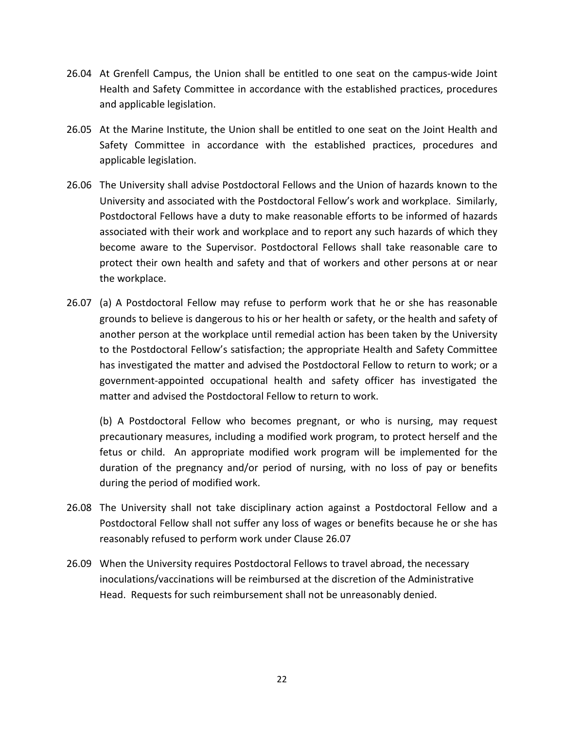26.04 At Grenfell Campus, the Union shall be entitled to one seat on the campus-wide Joint Health and Safety Committee in accordance with the established practices, procedures and applicable legislation.

26.05 At the Marine Institute, the Union shall be entitled to one seat on the Joint Health and Safety Committee in accordance with the established practices, procedures and applicable legislation.

26.06 The University shall advise Postdoctoral Fellows and the Union of hazards known to the University and associated with the Postdoctoral Fellow's work and workplace. Similarly, Postdoctoral Fellows have a duty to make reasonable efforts to be informed of hazards associated with their work and workplace and to report any such hazards of which they become aware to the Supervisor. Postdoctoral Fellows shall take reasonable care to protect their own health and safety and that of workers and other persons at or near the workplace.

26.07 (a) A Postdoctoral Fellow may refuse to perform work that he or she has reasonable grounds to believe is dangerous to his or her health or safety, or the health and safety of another person at the workplace until remedial action has been taken by the University to the Postdoctoral Fellow's satisfaction; the appropriate Health and Safety Committee has investigated the matter and advised the Postdoctoral Fellow to return to work; or a government-appointed occupational health and safety officer has investigated the matter and advised the Postdoctoral Fellow to return to work.

(b) A Postdoctoral Fellow who becomes pregnant, or who is nursing, may request precautionary measures, including a modified work program, to protect herself and the fetus or child. An appropriate modified work program will be implemented for the duration of the pregnancy and/or period of nursing, with no loss of pay or benefits during the period of modified work.

26.08 The University shall not take disciplinary action against a Postdoctoral Fellow and a Postdoctoral Fellow shall not suffer any loss of wages or benefits because he or she has reasonably refused to perform work under Clause 26.07

26.09 When the University requires Postdoctoral Fellows to travel abroad, the necessary inoculations/vaccinations will be reimbursed at the discretion of the Administrative Head. Requests for such reimbursement shall not be unreasonably denied.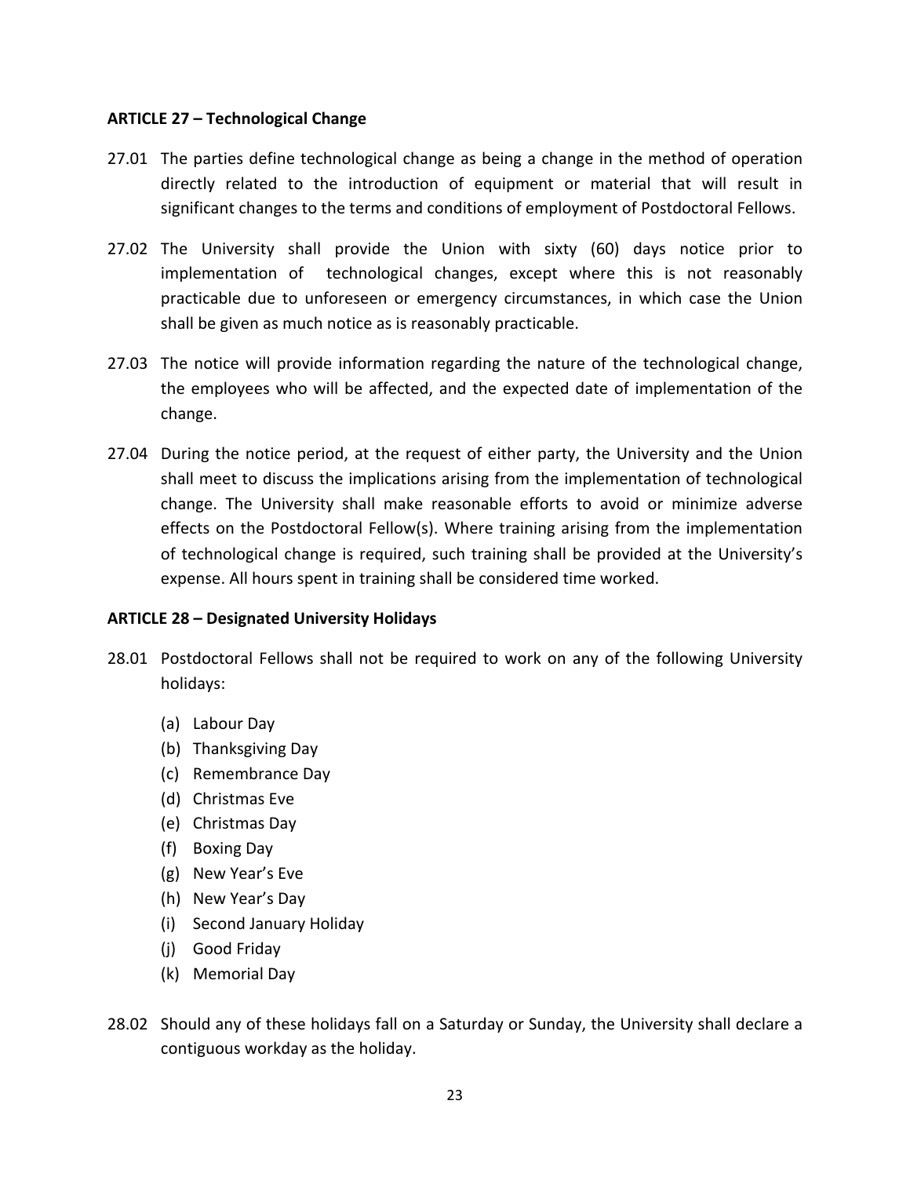### ARTICLE 27 – Technological Change

27.01 The parties define technological change as being a change in the method of operation directly related to the introduction of equipment or material that will result in significant changes to the terms and conditions of employment of Postdoctoral Fellows.

27.02 The University shall provide the Union with sixty (60) days notice prior to implementation of technological changes, except where this is not reasonably practicable due to unforeseen or emergency circumstances, in which case the Union shall be given as much notice as is reasonably practicable.

27.03 The notice will provide information regarding the nature of the technological change, the employees who will be affected, and the expected date of implementation of the change.

27.04 During the notice period, at the request of either party, the University and the Union shall meet to discuss the implications arising from the implementation of technological change. The University shall make reasonable efforts to avoid or minimize adverse effects on the Postdoctoral Fellow(s). Where training arising from the implementation of technological change is required, such training shall be provided at the University's expense. All hours spent in training shall be considered time worked.

### ARTICLE 28 – Designated University Holidays

28.01 Postdoctoral Fellows shall not be required to work on any of the following University holidays:

(a) Labour Day
(b) Thanksgiving Day
(c) Remembrance Day
(d) Christmas Eve
(e) Christmas Day
(f) Boxing Day
(g) New Year's Eve
(h) New Year's Day
(i) Second January Holiday
(j) Good Friday
(k) Memorial Day

28.02 Should any of these holidays fall on a Saturday or Sunday, the University shall declare a contiguous workday as the holiday.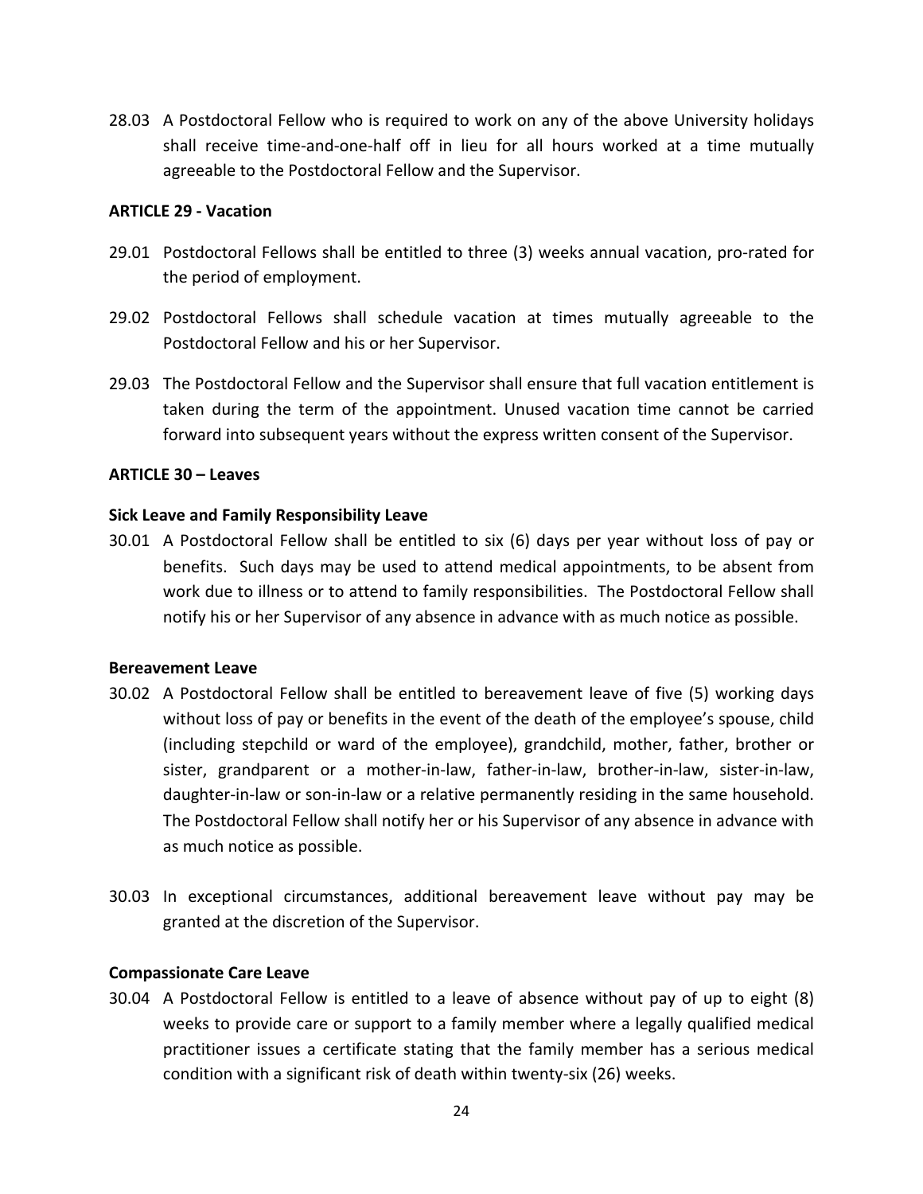28.03 A Postdoctoral Fellow who is required to work on any of the above University holidays shall receive time-and-one-half off in lieu for all hours worked at a time mutually agreeable to the Postdoctoral Fellow and the Supervisor.

## ARTICLE 29 - Vacation

29.01 Postdoctoral Fellows shall be entitled to three (3) weeks annual vacation, pro-rated for the period of employment.

29.02 Postdoctoral Fellows shall schedule vacation at times mutually agreeable to the Postdoctoral Fellow and his or her Supervisor.

29.03 The Postdoctoral Fellow and the Supervisor shall ensure that full vacation entitlement is taken during the term of the appointment. Unused vacation time cannot be carried forward into subsequent years without the express written consent of the Supervisor.

## ARTICLE 30 – Leaves

### Sick Leave and Family Responsibility Leave

30.01 A Postdoctoral Fellow shall be entitled to six (6) days per year without loss of pay or benefits. Such days may be used to attend medical appointments, to be absent from work due to illness or to attend to family responsibilities. The Postdoctoral Fellow shall notify his or her Supervisor of any absence in advance with as much notice as possible.

### Bereavement Leave

30.02 A Postdoctoral Fellow shall be entitled to bereavement leave of five (5) working days without loss of pay or benefits in the event of the death of the employee's spouse, child (including stepchild or ward of the employee), grandchild, mother, father, brother or sister, grandparent or a mother-in-law, father-in-law, brother-in-law, sister-in-law, daughter-in-law or son-in-law or a relative permanently residing in the same household. The Postdoctoral Fellow shall notify her or his Supervisor of any absence in advance with as much notice as possible.

30.03 In exceptional circumstances, additional bereavement leave without pay may be granted at the discretion of the Supervisor.

### Compassionate Care Leave

30.04 A Postdoctoral Fellow is entitled to a leave of absence without pay of up to eight (8) weeks to provide care or support to a family member where a legally qualified medical practitioner issues a certificate stating that the family member has a serious medical condition with a significant risk of death within twenty-six (26) weeks.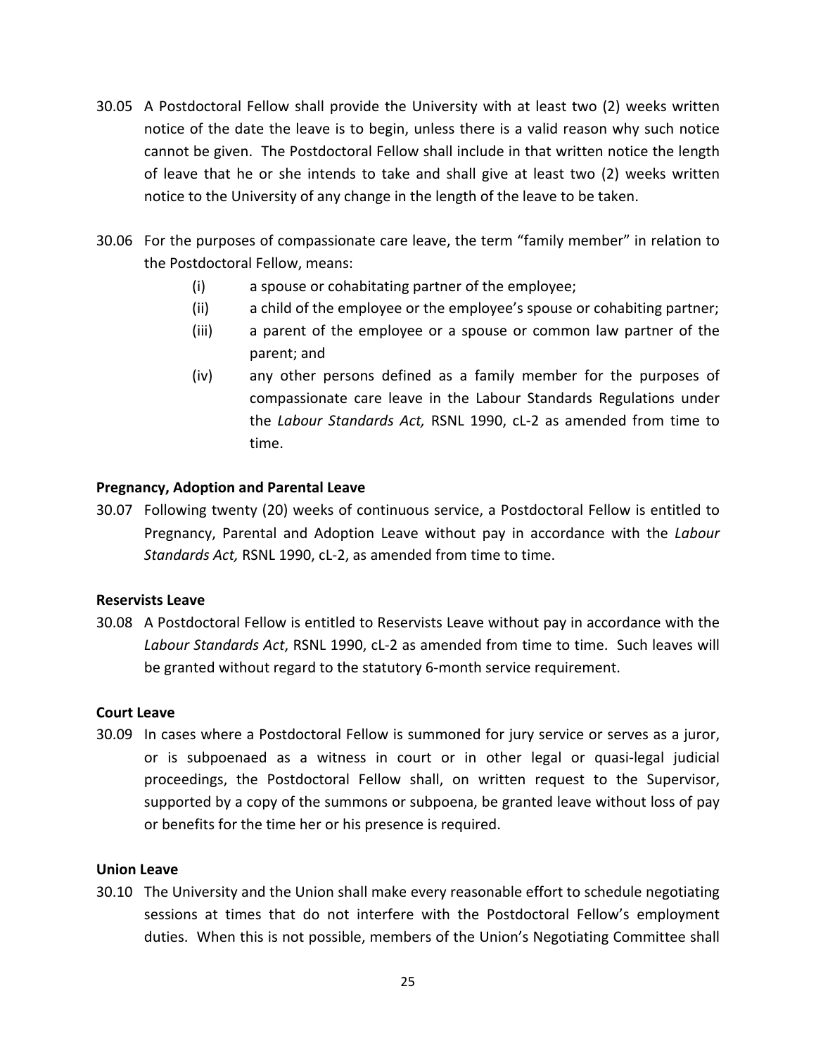30.05 A Postdoctoral Fellow shall provide the University with at least two (2) weeks written notice of the date the leave is to begin, unless there is a valid reason why such notice cannot be given. The Postdoctoral Fellow shall include in that written notice the length of leave that he or she intends to take and shall give at least two (2) weeks written notice to the University of any change in the length of the leave to be taken.

30.06 For the purposes of compassionate care leave, the term "family member" in relation to the Postdoctoral Fellow, means:

(i) a spouse or cohabitating partner of the employee;

(ii) a child of the employee or the employee's spouse or cohabiting partner;

(iii) a parent of the employee or a spouse or common law partner of the parent; and

(iv) any other persons defined as a family member for the purposes of compassionate care leave in the Labour Standards Regulations under the *Labour Standards Act,* RSNL 1990, cL-2 as amended from time to time.

**Pregnancy, Adoption and Parental Leave**

30.07 Following twenty (20) weeks of continuous service, a Postdoctoral Fellow is entitled to Pregnancy, Parental and Adoption Leave without pay in accordance with the *Labour Standards Act,* RSNL 1990, cL-2, as amended from time to time.

**Reservists Leave**

30.08 A Postdoctoral Fellow is entitled to Reservists Leave without pay in accordance with the *Labour Standards Act*, RSNL 1990, cL-2 as amended from time to time. Such leaves will be granted without regard to the statutory 6-month service requirement.

**Court Leave**

30.09 In cases where a Postdoctoral Fellow is summoned for jury service or serves as a juror, or is subpoenaed as a witness in court or in other legal or quasi-legal judicial proceedings, the Postdoctoral Fellow shall, on written request to the Supervisor, supported by a copy of the summons or subpoena, be granted leave without loss of pay or benefits for the time her or his presence is required.

**Union Leave**

30.10 The University and the Union shall make every reasonable effort to schedule negotiating sessions at times that do not interfere with the Postdoctoral Fellow's employment duties. When this is not possible, members of the Union's Negotiating Committee shall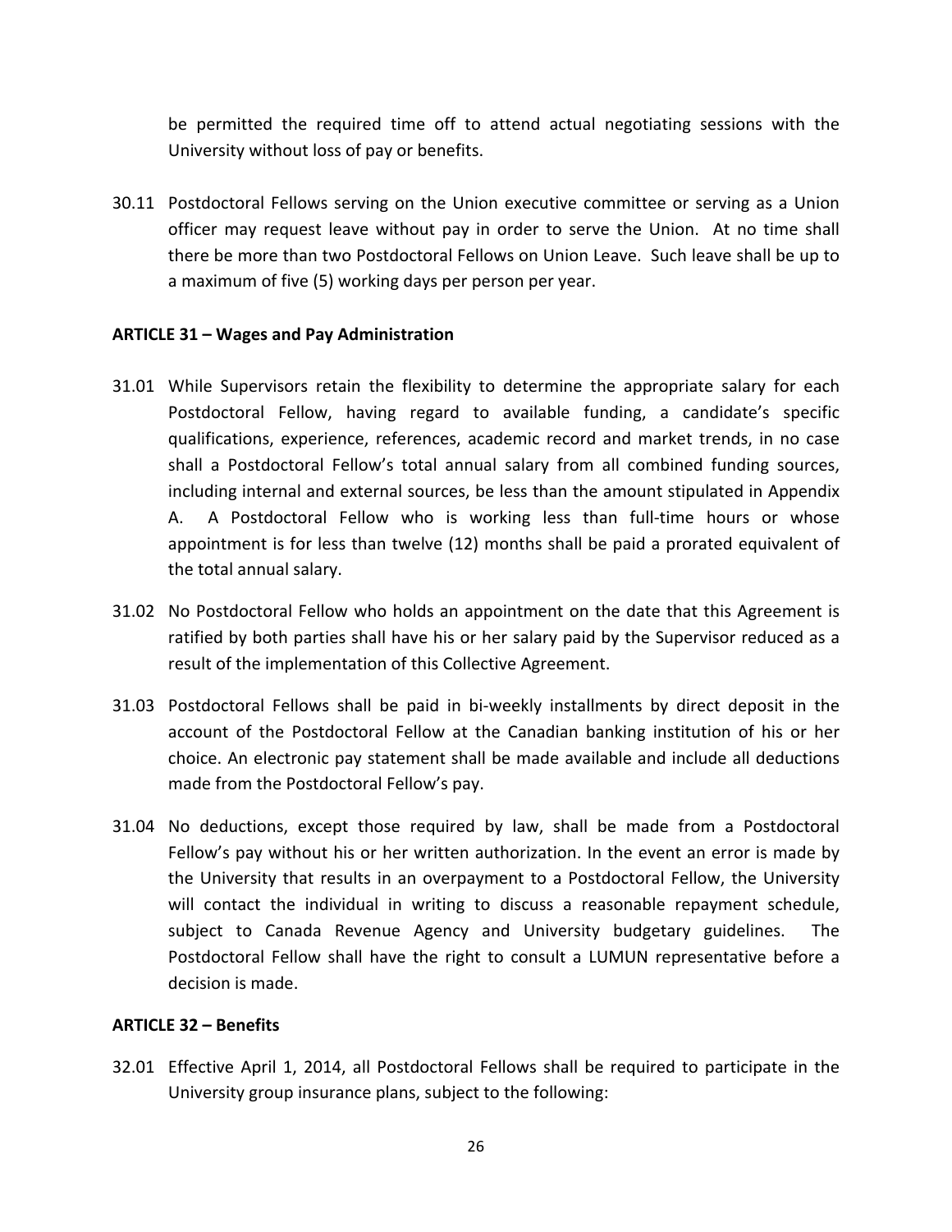be permitted the required time off to attend actual negotiating sessions with the University without loss of pay or benefits.

30.11 Postdoctoral Fellows serving on the Union executive committee or serving as a Union officer may request leave without pay in order to serve the Union. At no time shall there be more than two Postdoctoral Fellows on Union Leave. Such leave shall be up to a maximum of five (5) working days per person per year.

**ARTICLE 31 – Wages and Pay Administration**

31.01 While Supervisors retain the flexibility to determine the appropriate salary for each Postdoctoral Fellow, having regard to available funding, a candidate's specific qualifications, experience, references, academic record and market trends, in no case shall a Postdoctoral Fellow's total annual salary from all combined funding sources, including internal and external sources, be less than the amount stipulated in Appendix A. A Postdoctoral Fellow who is working less than full-time hours or whose appointment is for less than twelve (12) months shall be paid a prorated equivalent of the total annual salary.

31.02 No Postdoctoral Fellow who holds an appointment on the date that this Agreement is ratified by both parties shall have his or her salary paid by the Supervisor reduced as a result of the implementation of this Collective Agreement.

31.03 Postdoctoral Fellows shall be paid in bi-weekly installments by direct deposit in the account of the Postdoctoral Fellow at the Canadian banking institution of his or her choice. An electronic pay statement shall be made available and include all deductions made from the Postdoctoral Fellow's pay.

31.04 No deductions, except those required by law, shall be made from a Postdoctoral Fellow's pay without his or her written authorization. In the event an error is made by the University that results in an overpayment to a Postdoctoral Fellow, the University will contact the individual in writing to discuss a reasonable repayment schedule, subject to Canada Revenue Agency and University budgetary guidelines. The Postdoctoral Fellow shall have the right to consult a LUMUN representative before a decision is made.

**ARTICLE 32 – Benefits**

32.01 Effective April 1, 2014, all Postdoctoral Fellows shall be required to participate in the University group insurance plans, subject to the following: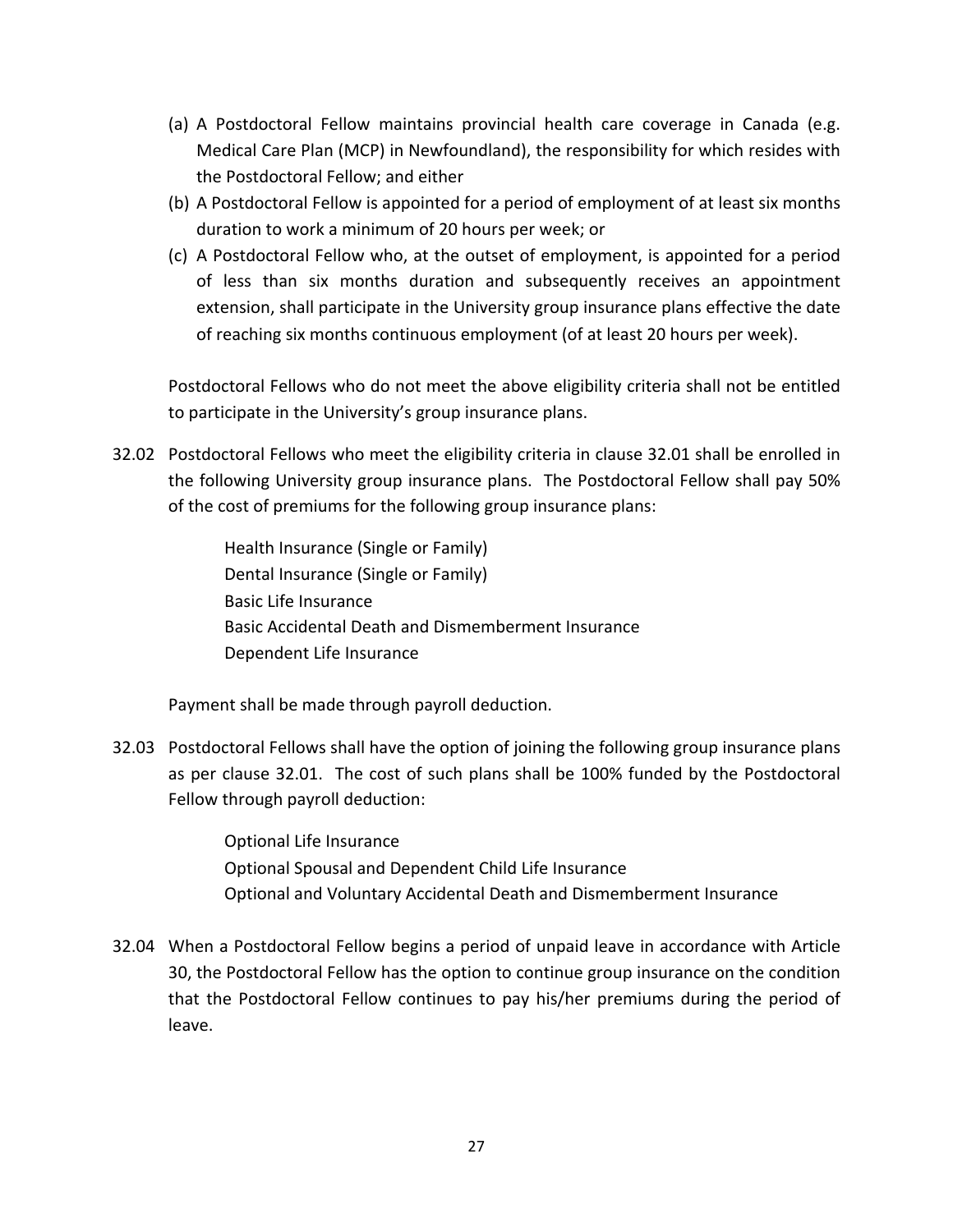(a) A Postdoctoral Fellow maintains provincial health care coverage in Canada (e.g. Medical Care Plan (MCP) in Newfoundland), the responsibility for which resides with the Postdoctoral Fellow; and either

(b) A Postdoctoral Fellow is appointed for a period of employment of at least six months duration to work a minimum of 20 hours per week; or

(c) A Postdoctoral Fellow who, at the outset of employment, is appointed for a period of less than six months duration and subsequently receives an appointment extension, shall participate in the University group insurance plans effective the date of reaching six months continuous employment (of at least 20 hours per week).

Postdoctoral Fellows who do not meet the above eligibility criteria shall not be entitled to participate in the University's group insurance plans.

32.02 Postdoctoral Fellows who meet the eligibility criteria in clause 32.01 shall be enrolled in the following University group insurance plans. The Postdoctoral Fellow shall pay 50% of the cost of premiums for the following group insurance plans:

Health Insurance (Single or Family)
Dental Insurance (Single or Family)
Basic Life Insurance
Basic Accidental Death and Dismemberment Insurance
Dependent Life Insurance

Payment shall be made through payroll deduction.

32.03 Postdoctoral Fellows shall have the option of joining the following group insurance plans as per clause 32.01. The cost of such plans shall be 100% funded by the Postdoctoral Fellow through payroll deduction:

Optional Life Insurance
Optional Spousal and Dependent Child Life Insurance
Optional and Voluntary Accidental Death and Dismemberment Insurance

32.04 When a Postdoctoral Fellow begins a period of unpaid leave in accordance with Article 30, the Postdoctoral Fellow has the option to continue group insurance on the condition that the Postdoctoral Fellow continues to pay his/her premiums during the period of leave.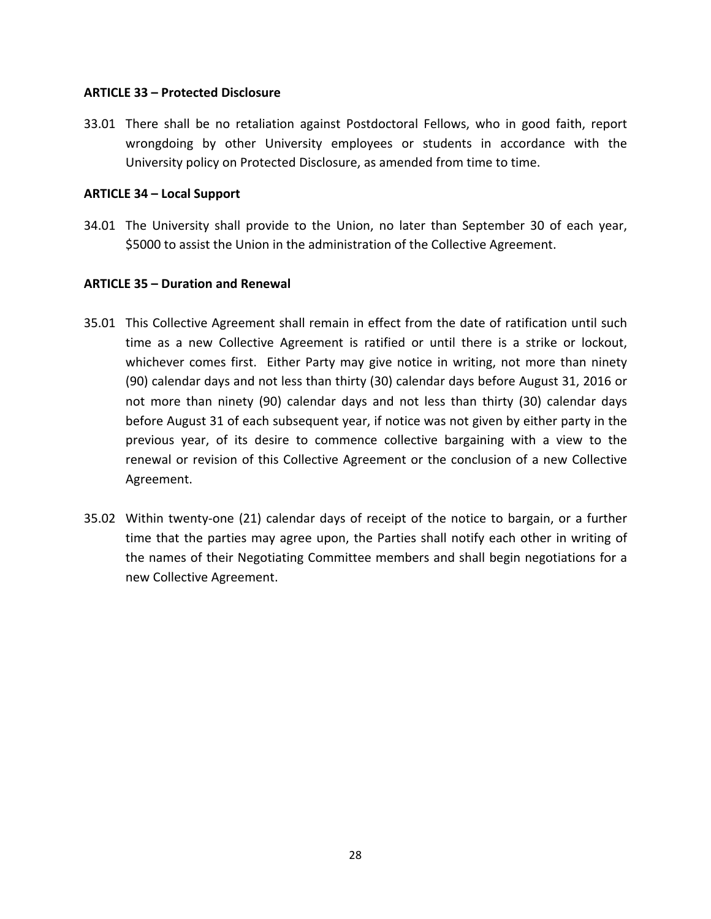**ARTICLE 33 – Protected Disclosure**

33.01 There shall be no retaliation against Postdoctoral Fellows, who in good faith, report wrongdoing by other University employees or students in accordance with the University policy on Protected Disclosure, as amended from time to time.

**ARTICLE 34 – Local Support**

34.01 The University shall provide to the Union, no later than September 30 of each year, $5000 to assist the Union in the administration of the Collective Agreement.

**ARTICLE 35 – Duration and Renewal**

35.01 This Collective Agreement shall remain in effect from the date of ratification until such time as a new Collective Agreement is ratified or until there is a strike or lockout, whichever comes first. Either Party may give notice in writing, not more than ninety (90) calendar days and not less than thirty (30) calendar days before August 31, 2016 or not more than ninety (90) calendar days and not less than thirty (30) calendar days before August 31 of each subsequent year, if notice was not given by either party in the previous year, of its desire to commence collective bargaining with a view to the renewal or revision of this Collective Agreement or the conclusion of a new Collective Agreement.

35.02 Within twenty-one (21) calendar days of receipt of the notice to bargain, or a further time that the parties may agree upon, the Parties shall notify each other in writing of the names of their Negotiating Committee members and shall begin negotiations for a new Collective Agreement.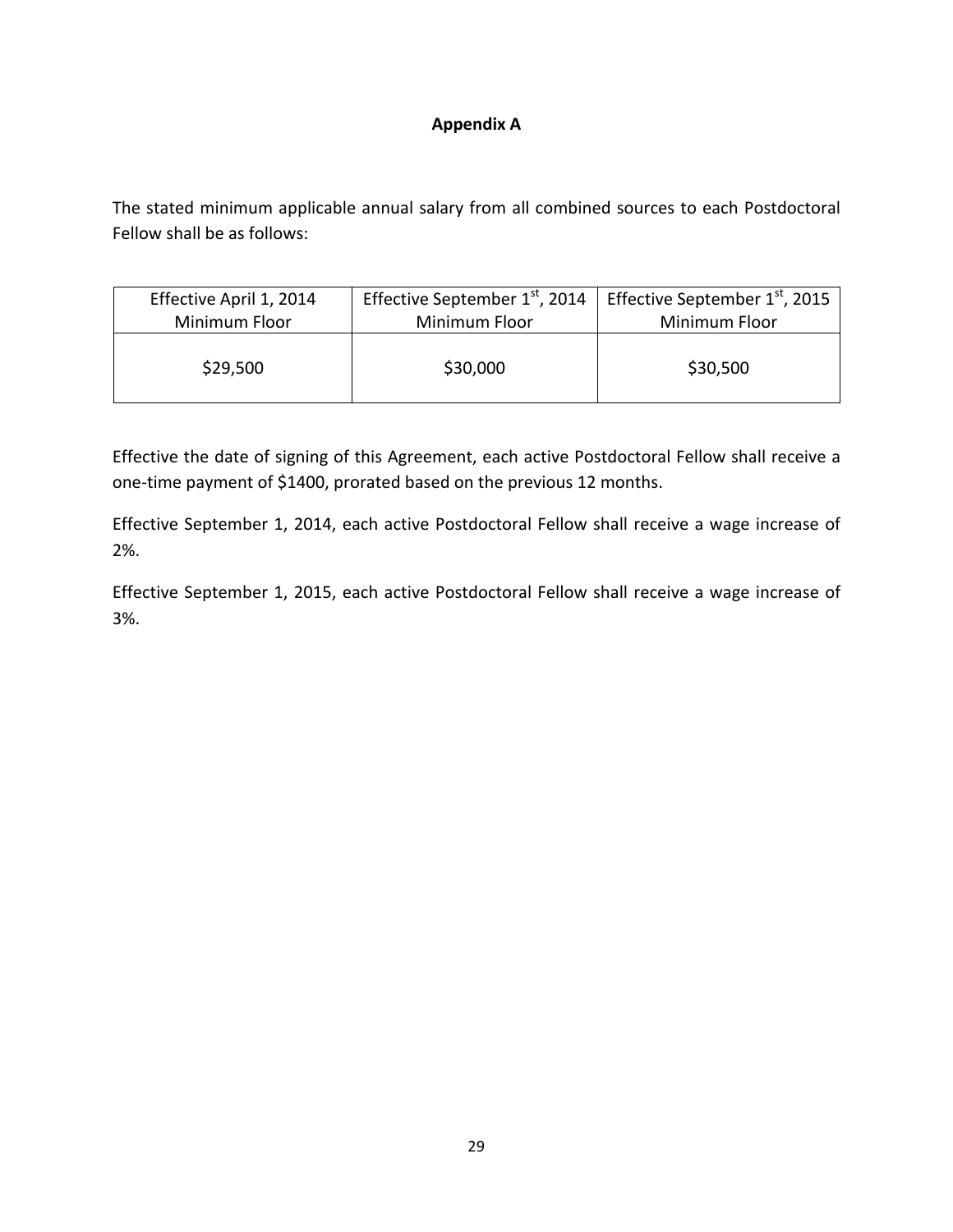# Appendix A

The stated minimum applicable annual salary from all combined sources to each Postdoctoral Fellow shall be as follows:

| Effective April 1, 2014 Minimum Floor | Effective September 1st, 2014 Minimum Floor | Effective September 1st, 2015 Minimum Floor |
|---|---|---|
| $29,500 | $30,000 | $30,500 |

Effective the date of signing of this Agreement, each active Postdoctoral Fellow shall receive a one-time payment of $1400, prorated based on the previous 12 months.

Effective September 1, 2014, each active Postdoctoral Fellow shall receive a wage increase of 2%.

Effective September 1, 2015, each active Postdoctoral Fellow shall receive a wage increase of 3%.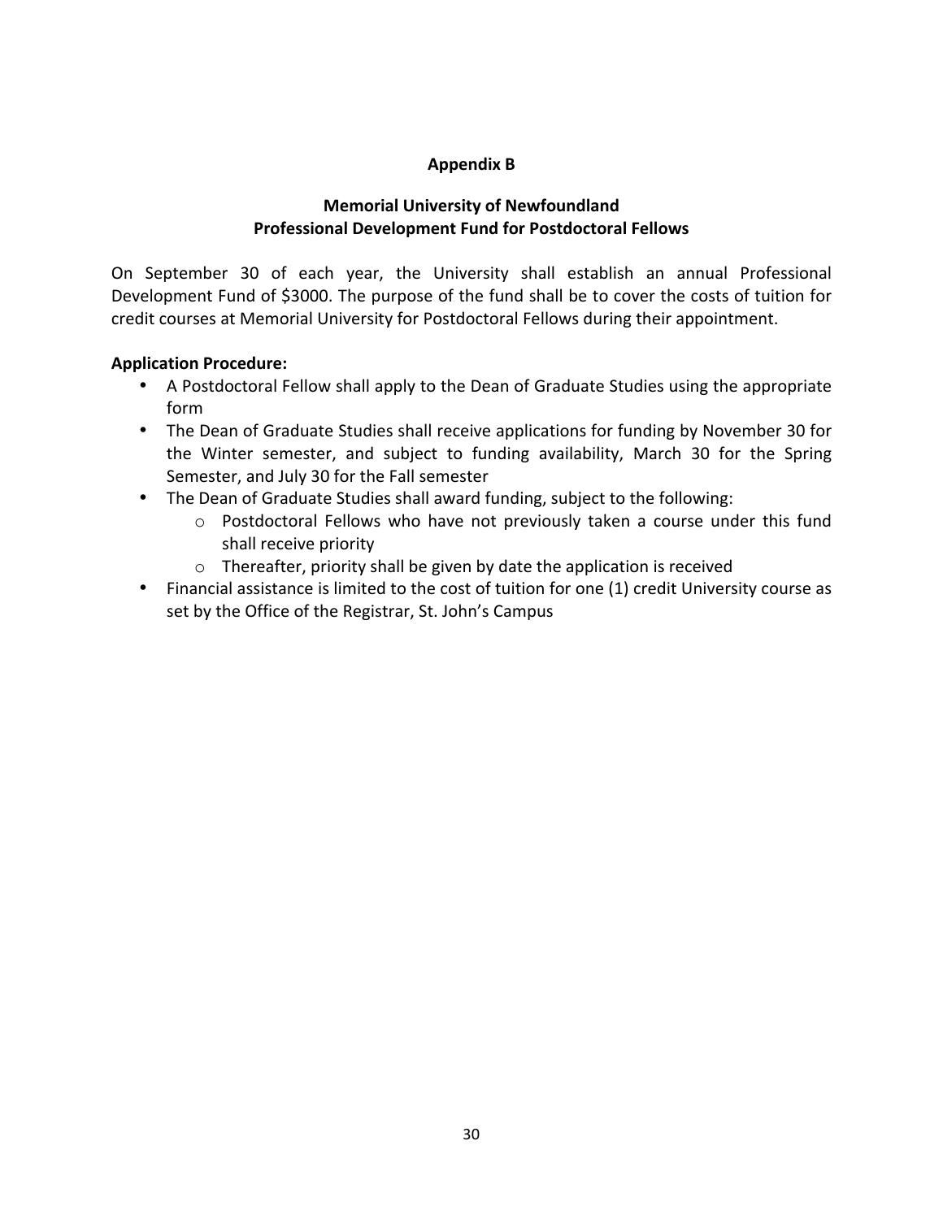## Appendix B

## Memorial University of Newfoundland
## Professional Development Fund for Postdoctoral Fellows

On September 30 of each year, the University shall establish an annual Professional Development Fund of $3000. The purpose of the fund shall be to cover the costs of tuition for credit courses at Memorial University for Postdoctoral Fellows during their appointment.

**Application Procedure:**

- A Postdoctoral Fellow shall apply to the Dean of Graduate Studies using the appropriate form
- The Dean of Graduate Studies shall receive applications for funding by November 30 for the Winter semester, and subject to funding availability, March 30 for the Spring Semester, and July 30 for the Fall semester
- The Dean of Graduate Studies shall award funding, subject to the following:
  - Postdoctoral Fellows who have not previously taken a course under this fund shall receive priority
  - Thereafter, priority shall be given by date the application is received
- Financial assistance is limited to the cost of tuition for one (1) credit University course as set by the Office of the Registrar, St. John's Campus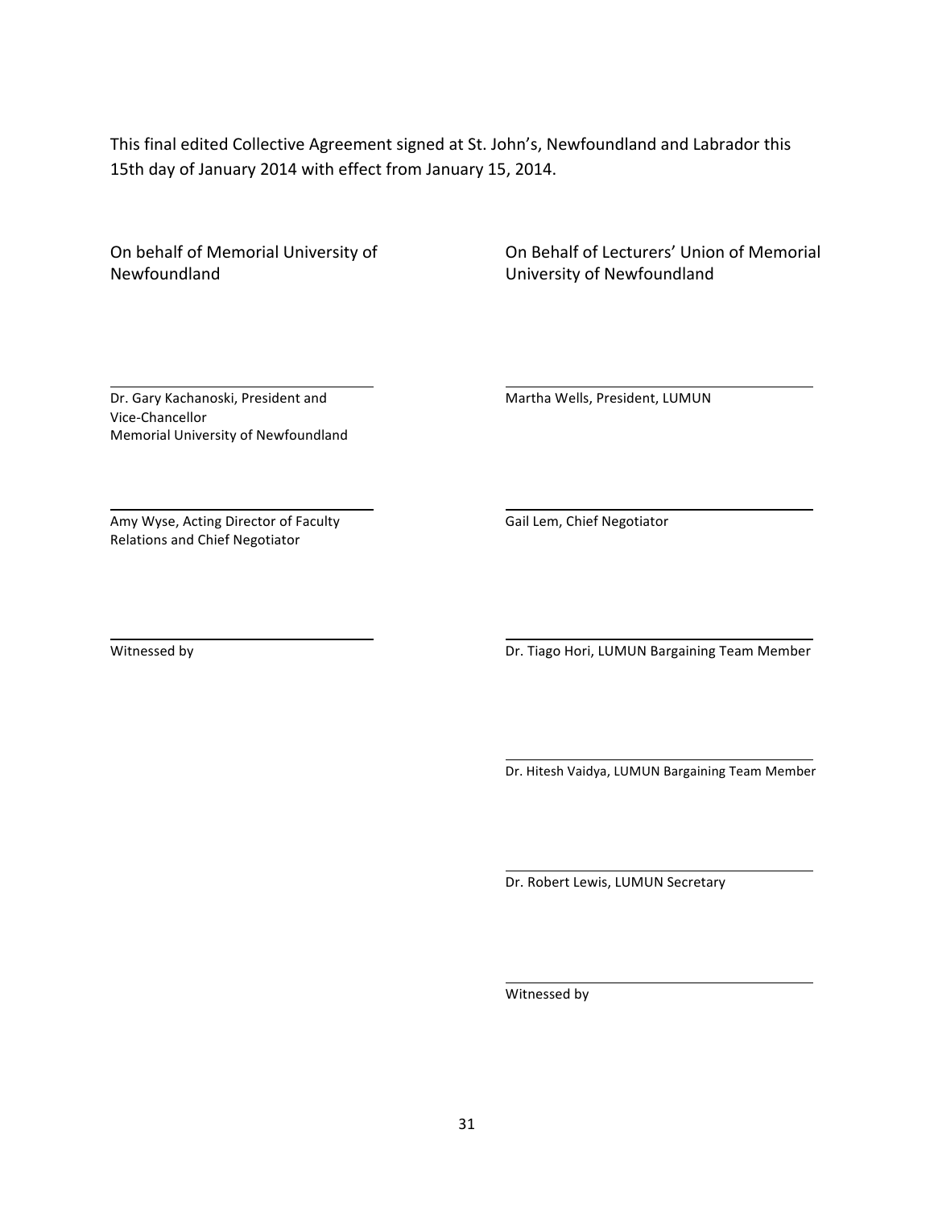This final edited Collective Agreement signed at St. John's, Newfoundland and Labrador this 15th day of January 2014 with effect from January 15, 2014.

On behalf of Memorial University of Newfoundland

On Behalf of Lecturers' Union of Memorial University of Newfoundland

Dr. Gary Kachanoski, President and Vice-Chancellor
Memorial University of Newfoundland

Martha Wells, President, LUMUN

Amy Wyse, Acting Director of Faculty Relations and Chief Negotiator

Gail Lem, Chief Negotiator

Witnessed by

Dr. Tiago Hori, LUMUN Bargaining Team Member

Dr. Hitesh Vaidya, LUMUN Bargaining Team Member

Dr. Robert Lewis, LUMUN Secretary

Witnessed by